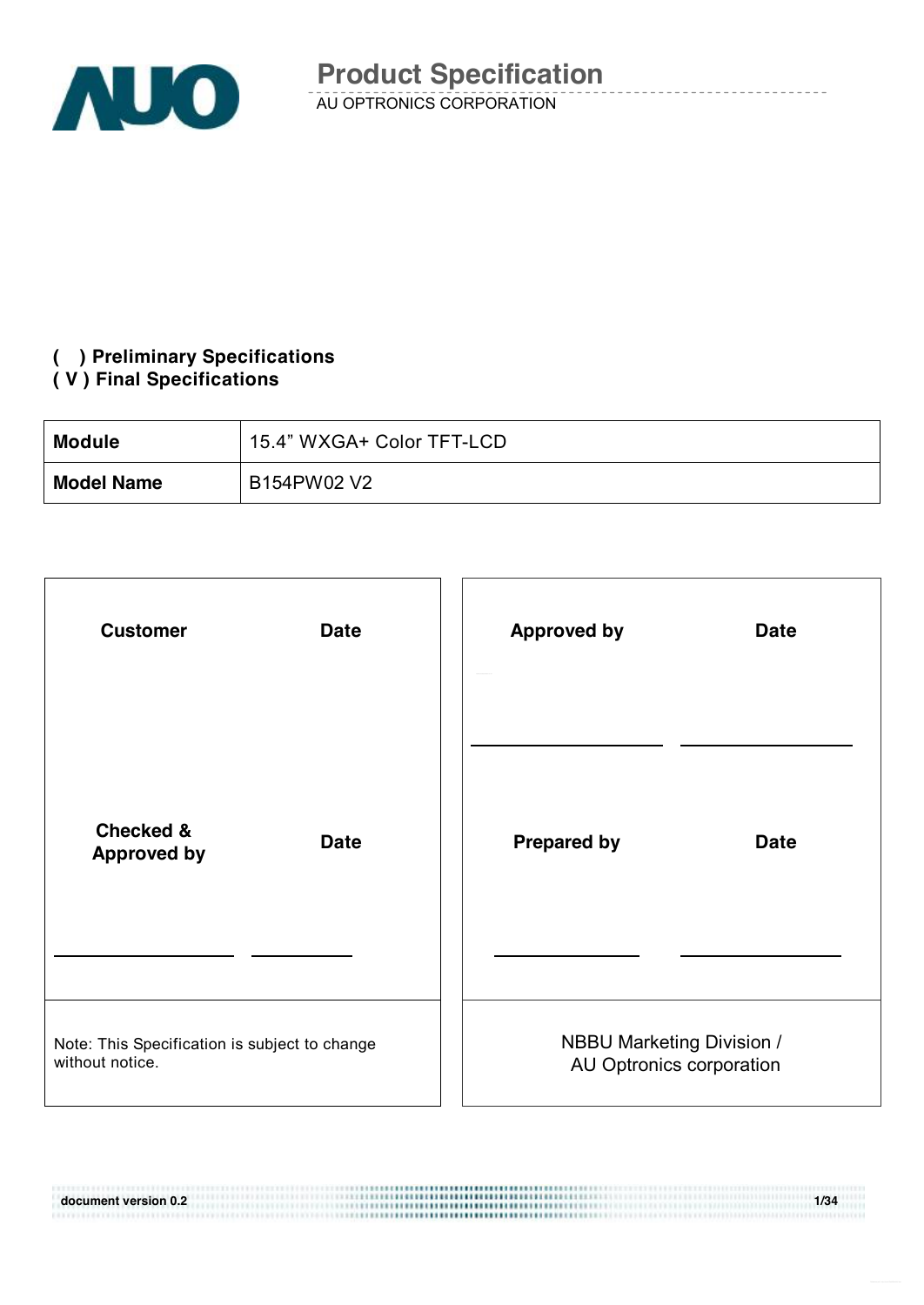# Product Specification

AU OPTRONICS CORPORATION

**(   ) Preliminary Specifications**
**( V ) Final Specifications**

| **Module** | 15.4" WXGA+ Color TFT-LCD |
|---|---|
| **Model Name** | B154PW02 V2 |

| **Customer** | **Date** | **Approved by** | **Date** |
|---|---|---|---|
| **Checked & Approved by** | **Date** | **Prepared by** | **Date** |
| Note: This Specification is subject to change without notice. | | NBBU Marketing Division / AU Optronics corporation | |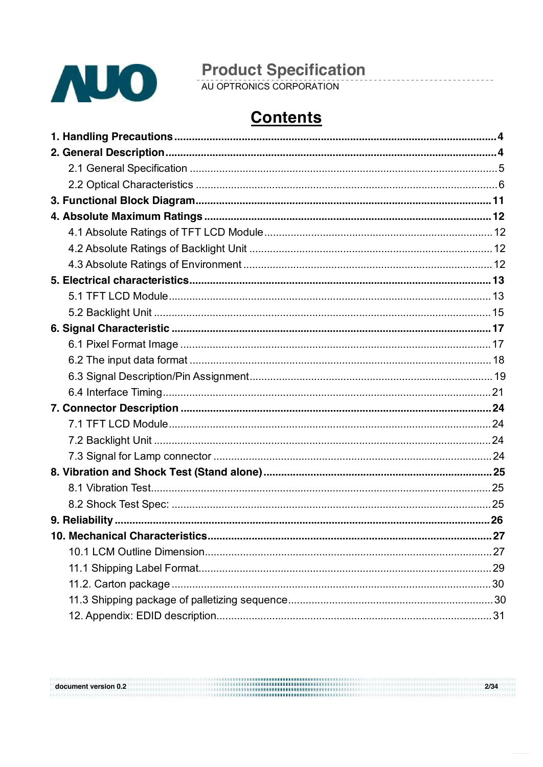# Contents

**1. Handling Precautions** .......... **4**

**2. General Description** .......... **4**

- 2.1 General Specification .......... 5
- 2.2 Optical Characteristics .......... 6

**3. Functional Block Diagram** .......... **11**

**4. Absolute Maximum Ratings** .......... **12**

- 4.1 Absolute Ratings of TFT LCD Module .......... 12
- 4.2 Absolute Ratings of Backlight Unit .......... 12
- 4.3 Absolute Ratings of Environment .......... 12

**5. Electrical characteristics** .......... **13**

- 5.1 TFT LCD Module .......... 13
- 5.2 Backlight Unit .......... 15

**6. Signal Characteristic** .......... **17**

- 6.1 Pixel Format Image .......... 17
- 6.2 The input data format .......... 18
- 6.3 Signal Description/Pin Assignment .......... 19
- 6.4 Interface Timing .......... 21

**7. Connector Description** .......... **24**

- 7.1 TFT LCD Module .......... 24
- 7.2 Backlight Unit .......... 24
- 7.3 Signal for Lamp connector .......... 24

**8. Vibration and Shock Test (Stand alone)** .......... **25**

- 8.1 Vibration Test .......... 25
- 8.2 Shock Test Spec: .......... 25

**9. Reliability** .......... **26**

**10. Mechanical Characteristics** .......... **27**

- 10.1 LCM Outline Dimension .......... 27
- 11.1 Shipping Label Format .......... 29
- 11.2. Carton package .......... 30
- 11.3 Shipping package of palletizing sequence .......... 30
- 12. Appendix: EDID description .......... 31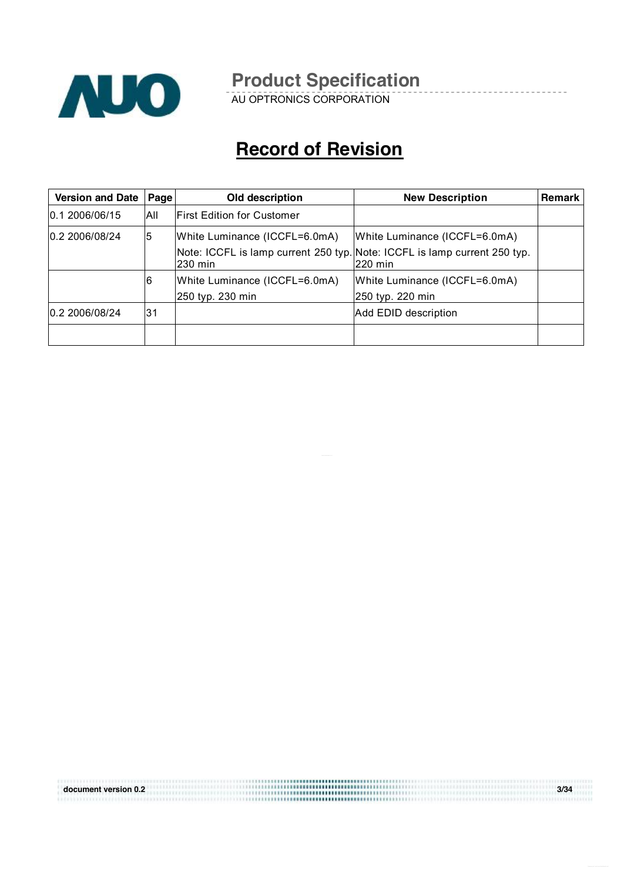# Record of Revision

| Version and Date | Page | Old description | New Description | Remark |
|---|---|---|---|---|
| 0.1 2006/06/15 | All | First Edition for Customer | | |
| 0.2 2006/08/24 | 5 | White Luminance (ICCFL=6.0mA)<br>Note: ICCFL is lamp current 250 typ. 230 min | White Luminance (ICCFL=6.0mA)<br>Note: ICCFL is lamp current 250 typ. 220 min | |
| | 6 | White Luminance (ICCFL=6.0mA)<br>250 typ. 230 min | White Luminance (ICCFL=6.0mA)<br>250 typ. 220 min | |
| 0.2 2006/08/24 | 31 | | Add EDID description | |
| | | | | |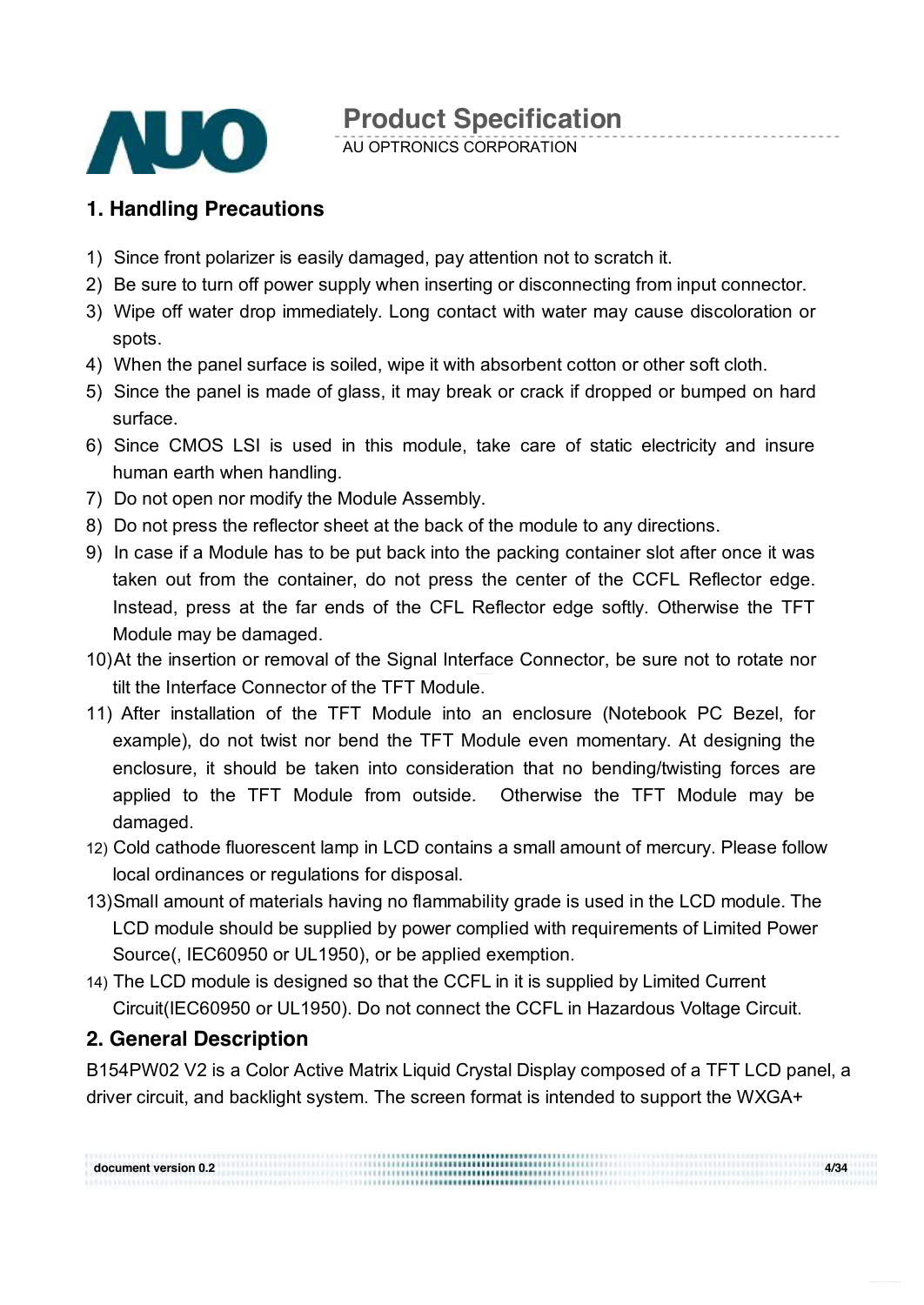## 1. Handling Precautions

1) Since front polarizer is easily damaged, pay attention not to scratch it.
2) Be sure to turn off power supply when inserting or disconnecting from input connector.
3) Wipe off water drop immediately. Long contact with water may cause discoloration or spots.
4) When the panel surface is soiled, wipe it with absorbent cotton or other soft cloth.
5) Since the panel is made of glass, it may break or crack if dropped or bumped on hard surface.
6) Since CMOS LSI is used in this module, take care of static electricity and insure human earth when handling.
7) Do not open nor modify the Module Assembly.
8) Do not press the reflector sheet at the back of the module to any directions.
9) In case if a Module has to be put back into the packing container slot after once it was taken out from the container, do not press the center of the CCFL Reflector edge. Instead, press at the far ends of the CFL Reflector edge softly. Otherwise the TFT Module may be damaged.
10) At the insertion or removal of the Signal Interface Connector, be sure not to rotate nor tilt the Interface Connector of the TFT Module.
11) After installation of the TFT Module into an enclosure (Notebook PC Bezel, for example), do not twist nor bend the TFT Module even momentary. At designing the enclosure, it should be taken into consideration that no bending/twisting forces are applied to the TFT Module from outside. Otherwise the TFT Module may be damaged.
12) Cold cathode fluorescent lamp in LCD contains a small amount of mercury. Please follow local ordinances or regulations for disposal.
13) Small amount of materials having no flammability grade is used in the LCD module. The LCD module should be supplied by power complied with requirements of Limited Power Source(, IEC60950 or UL1950), or be applied exemption.
14) The LCD module is designed so that the CCFL in it is supplied by Limited Current Circuit(IEC60950 or UL1950). Do not connect the CCFL in Hazardous Voltage Circuit.

## 2. General Description

B154PW02 V2 is a Color Active Matrix Liquid Crystal Display composed of a TFT LCD panel, a driver circuit, and backlight system. The screen format is intended to support the WXGA+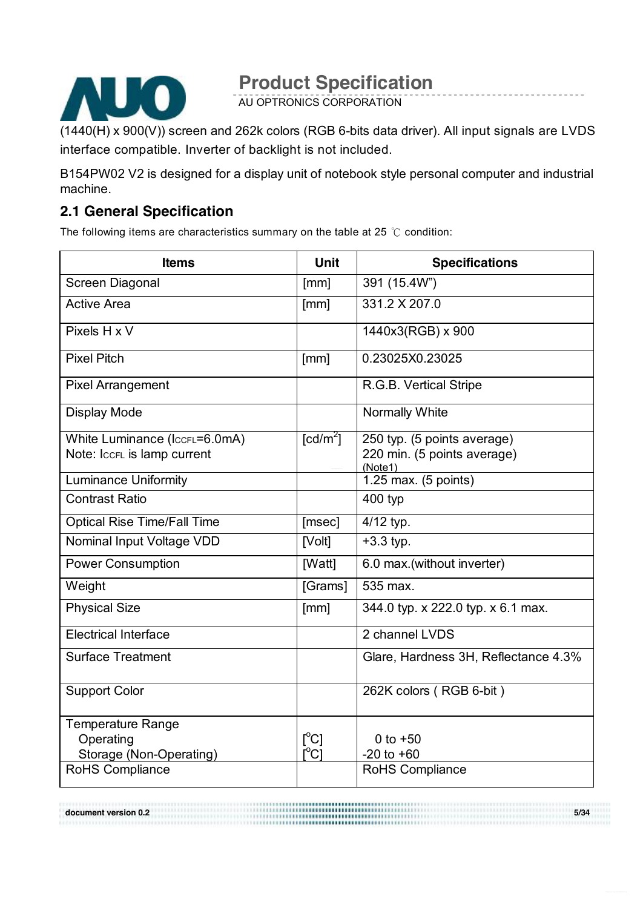(1440(H) x 900(V)) screen and 262k colors (RGB 6-bits data driver). All input signals are LVDS interface compatible. Inverter of backlight is not included.

B154PW02 V2 is designed for a display unit of notebook style personal computer and industrial machine.

## 2.1 General Specification

The following items are characteristics summary on the table at 25 ℃ condition:

| Items | Unit | Specifications |
|---|---|---|
| Screen Diagonal | [mm] | 391 (15.4W") |
| Active Area | [mm] | 331.2 X 207.0 |
| Pixels H x V | | 1440x3(RGB) x 900 |
| Pixel Pitch | [mm] | 0.23025X0.23025 |
| Pixel Arrangement | | R.G.B. Vertical Stripe |
| Display Mode | | Normally White |
| White Luminance ($I_{CCFL}$=6.0mA)<br>Note: $I_{CCFL}$ is lamp current | [cd/m$^2$] | 250 typ. (5 points average)<br>220 min. (5 points average)<br>(Note1) |
| Luminance Uniformity | | 1.25 max. (5 points) |
| Contrast Ratio | | 400 typ |
| Optical Rise Time/Fall Time | [msec] | 4/12 typ. |
| Nominal Input Voltage VDD | [Volt] | +3.3 typ. |
| Power Consumption | [Watt] | 6.0 max.(without inverter) |
| Weight | [Grams] | 535 max. |
| Physical Size | [mm] | 344.0 typ. x 222.0 typ. x 6.1 max. |
| Electrical Interface | | 2 channel LVDS |
| Surface Treatment | | Glare, Hardness 3H, Reflectance 4.3% |
| Support Color | | 262K colors ( RGB 6-bit ) |
| Temperature Range<br>Operating<br>Storage (Non-Operating) | <br>[$^o$C]<br>[$^o$C] | <br>0 to +50<br>-20 to +60 |
| RoHS Compliance | | RoHS Compliance |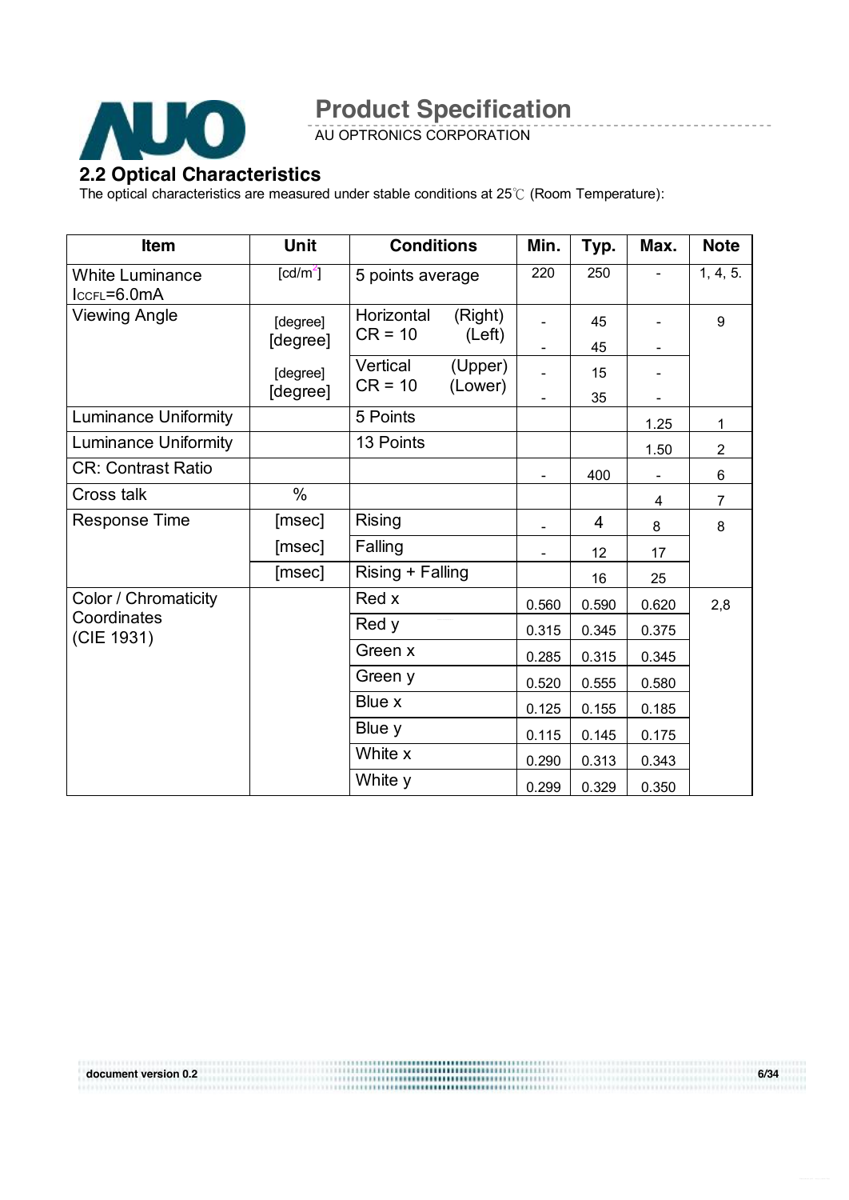## 2.2 Optical Characteristics

The optical characteristics are measured under stable conditions at 25℃ (Room Temperature):

| Item | Unit | Conditions | Min. | Typ. | Max. | Note |
|---|---|---|---|---|---|---|
| White Luminance $I_{CCFL}$=6.0mA | [cd/m$^2$] | 5 points average | 220 | 250 | - | 1, 4, 5. |
| Viewing Angle | [degree] | Horizontal (Right) CR = 10 | - | 45 | - | 9 |
| | [degree] | (Left) | - | 45 | - | |
| | [degree] | Vertical (Upper) CR = 10 | - | 15 | - | |
| | [degree] | (Lower) | - | 35 | - | |
| Luminance Uniformity | | 5 Points | | | 1.25 | 1 |
| Luminance Uniformity | | 13 Points | | | 1.50 | 2 |
| CR: Contrast Ratio | | | - | 400 | - | 6 |
| Cross talk | % | | | | 4 | 7 |
| Response Time | [msec] | Rising | - | 4 | 8 | 8 |
| | [msec] | Falling | - | 12 | 17 | |
| | [msec] | Rising + Falling | | 16 | 25 | |
| Color / Chromaticity Coordinates (CIE 1931) | | Red x | 0.560 | 0.590 | 0.620 | 2,8 |
| | | Red y | 0.315 | 0.345 | 0.375 | |
| | | Green x | 0.285 | 0.315 | 0.345 | |
| | | Green y | 0.520 | 0.555 | 0.580 | |
| | | Blue x | 0.125 | 0.155 | 0.185 | |
| | | Blue y | 0.115 | 0.145 | 0.175 | |
| | | White x | 0.290 | 0.313 | 0.343 | |
| | | White y | 0.299 | 0.329 | 0.350 | |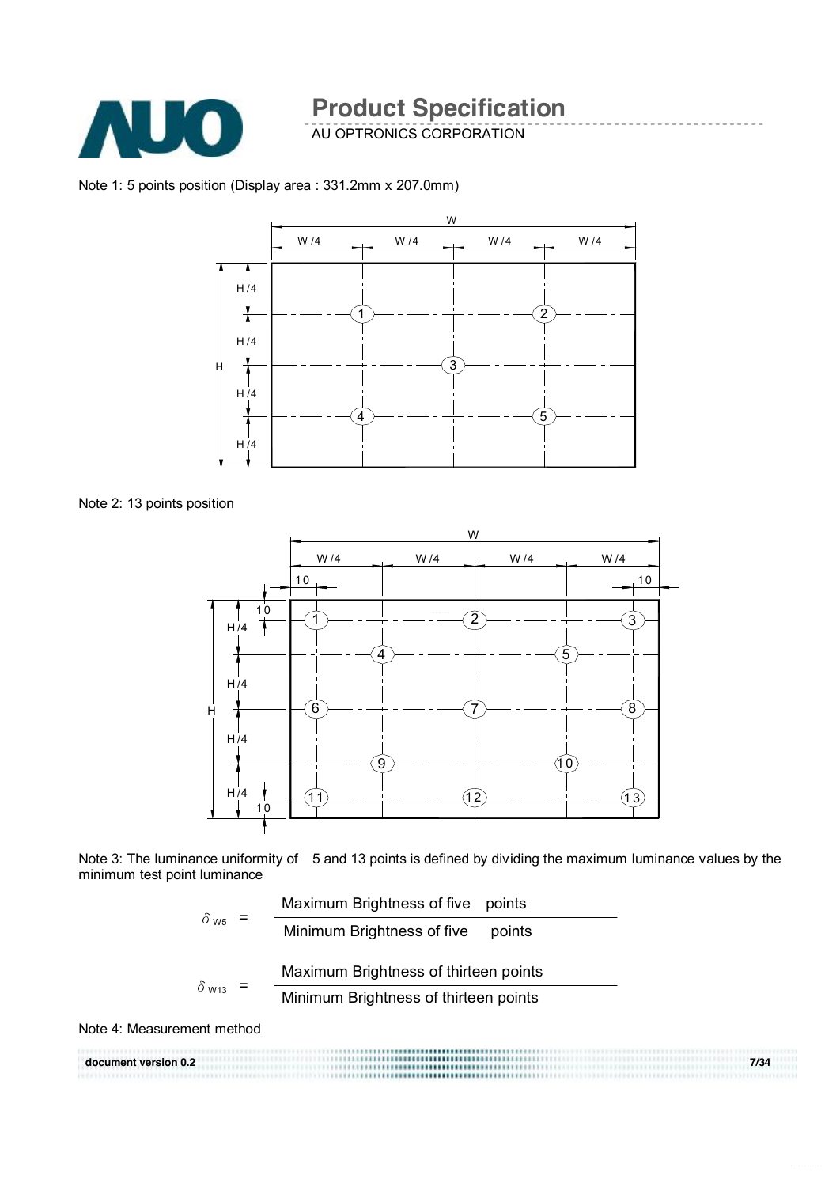Note 1: 5 points position (Display area : 331.2mm x 207.0mm)

Note 2: 13 points position

Note 3: The luminance uniformity of 5 and 13 points is defined by dividing the maximum luminance values by the minimum test point luminance

$$\delta_{W5} = \frac{\text{Maximum Brightness of five points}}{\text{Minimum Brightness of five points}}$$

$$\delta_{W13} = \frac{\text{Maximum Brightness of thirteen points}}{\text{Minimum Brightness of thirteen points}}$$

Note 4: Measurement method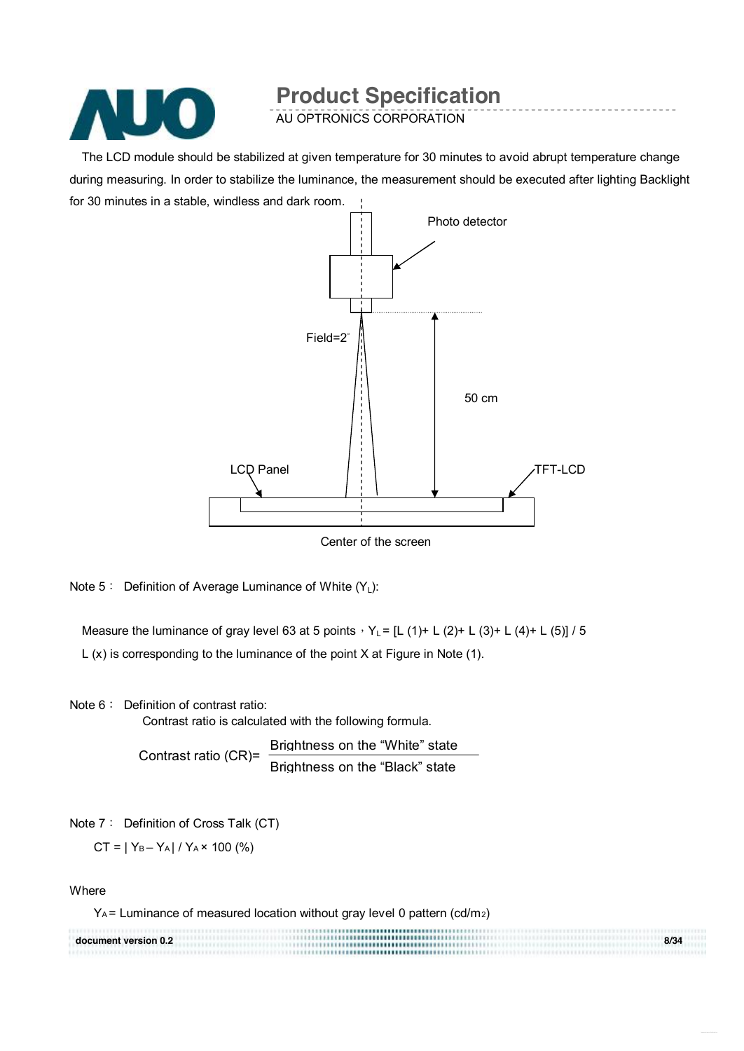The LCD module should be stabilized at given temperature for 30 minutes to avoid abrupt temperature change during measuring. In order to stabilize the luminance, the measurement should be executed after lighting Backlight for 30 minutes in a stable, windless and dark room.

Photo detector

Field=2°

50 cm

LCD Panel

TFT-LCD

Center of the screen

Note 5： Definition of Average Luminance of White ($Y_L$):

Measure the luminance of gray level 63 at 5 points，$Y_L$ = [L (1)+ L (2)+ L (3)+ L (4)+ L (5)] / 5

L (x) is corresponding to the luminance of the point X at Figure in Note (1).

Note 6： Definition of contrast ratio:

Contrast ratio is calculated with the following formula.

$$\text{Contrast ratio (CR)} = \frac{\text{Brightness on the "White" state}}{\text{Brightness on the "Black" state}}$$

Note 7： Definition of Cross Talk (CT)

$$CT = | Y_B - Y_A | / Y_A \times 100 \ (\%)$$

Where

$Y_A$ = Luminance of measured location without gray level 0 pattern ($cd/m^2$)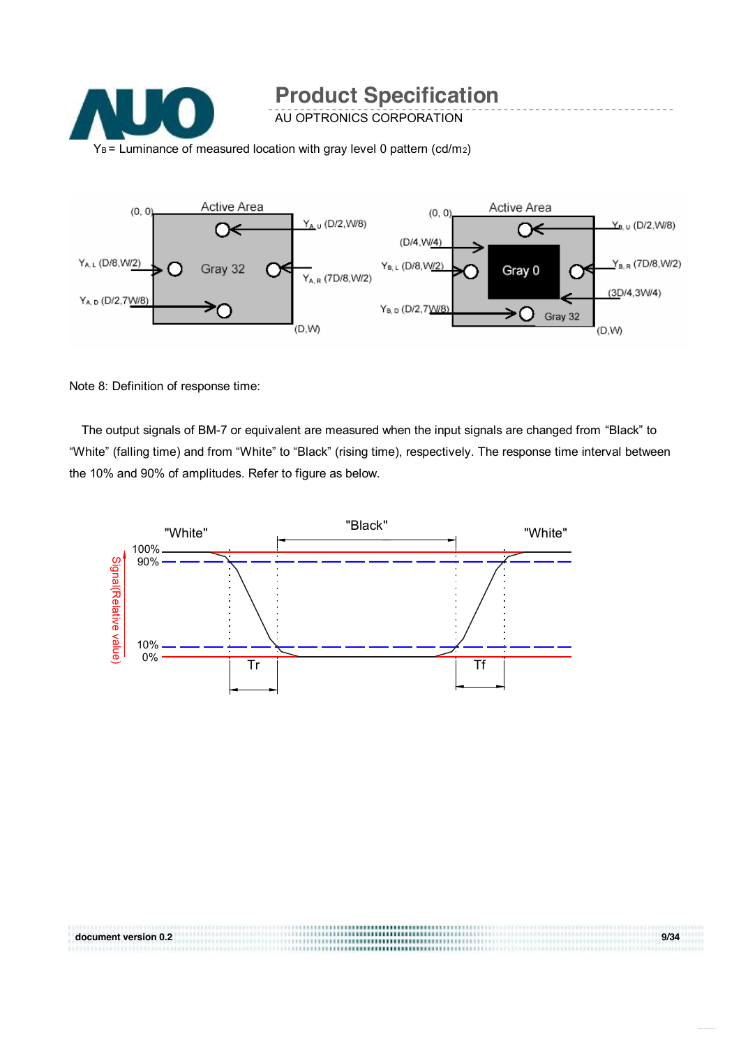$Y_B$ = Luminance of measured location with gray level 0 pattern (cd/m2)

Note 8: Definition of response time:

The output signals of BM-7 or equivalent are measured when the input signals are changed from "Black" to "White" (falling time) and from "White" to "Black" (rising time), respectively. The response time interval between the 10% and 90% of amplitudes. Refer to figure as below.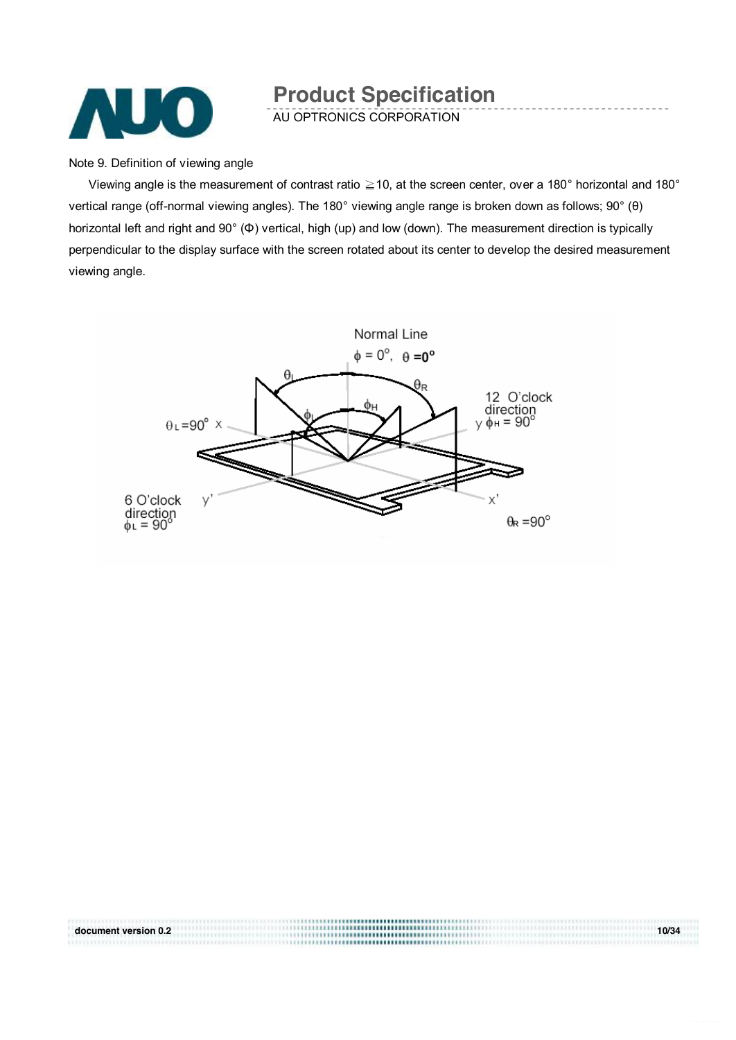Note 9. Definition of viewing angle

Viewing angle is the measurement of contrast ratio ≧10, at the screen center, over a 180° horizontal and 180° vertical range (off-normal viewing angles). The 180° viewing angle range is broken down as follows; 90° (θ) horizontal left and right and 90° (Φ) vertical, high (up) and low (down). The measurement direction is typically perpendicular to the display surface with the screen rotated about its center to develop the desired measurement viewing angle.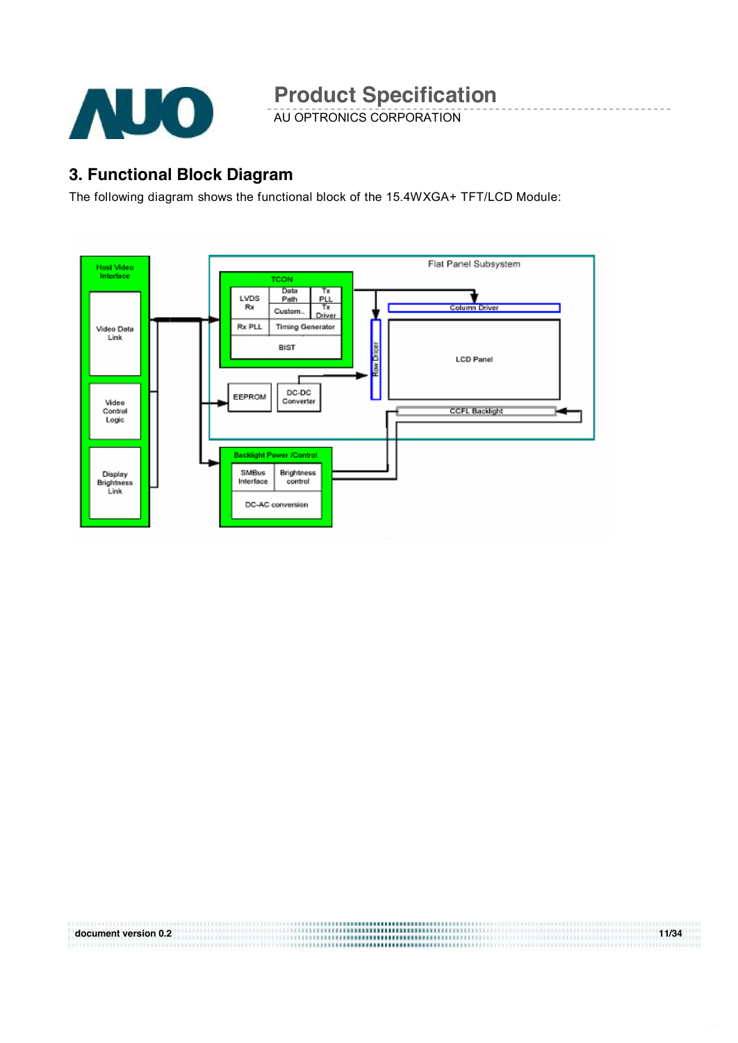## 3. Functional Block Diagram

The following diagram shows the functional block of the 15.4WXGA+ TFT/LCD Module:

Host Video Interface

Video Data Link

Video Control Logic

Display Brightness Link

Flat Panel Subsystem

TCON

LVDS Rx

Data Path

Tx PLL

Custom..

Tx Driver

Rx PLL

Timing Generator

BIST

EEPROM

DC-DC Converter

Row Driver

Column Driver

LCD Panel

CCFL Backlight

Backlight Power /Control

SMBus Interface

Brightness control

DC-AC conversion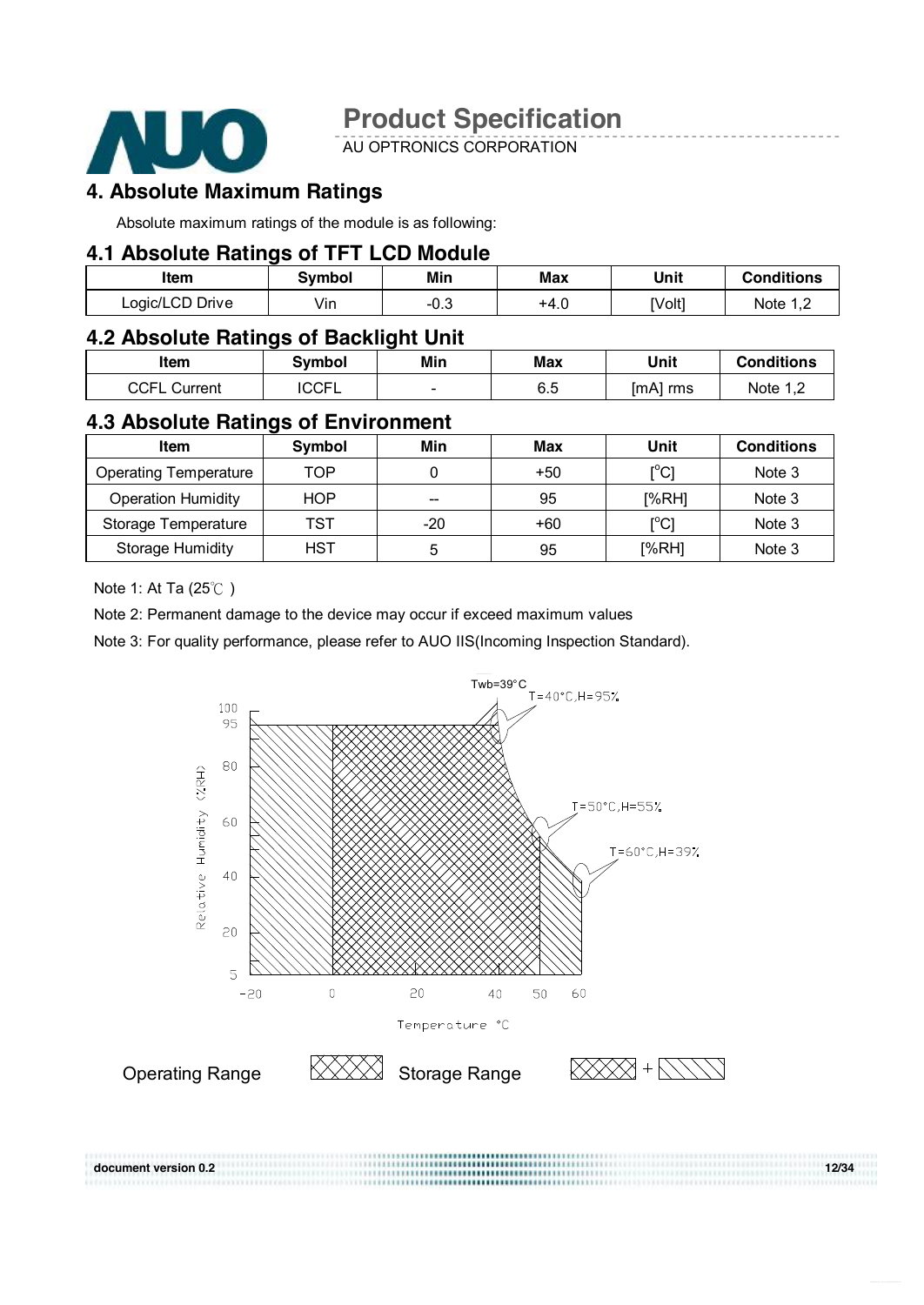## 4. Absolute Maximum Ratings

Absolute maximum ratings of the module is as following:

### 4.1 Absolute Ratings of TFT LCD Module

| Item | Symbol | Min | Max | Unit | Conditions |
|---|---|---|---|---|---|
| Logic/LCD Drive | Vin | -0.3 | +4.0 | [Volt] | Note 1,2 |

### 4.2 Absolute Ratings of Backlight Unit

| Item | Symbol | Min | Max | Unit | Conditions |
|---|---|---|---|---|---|
| CCFL Current | ICCFL | - | 6.5 | [mA] rms | Note 1,2 |

### 4.3 Absolute Ratings of Environment

| Item | Symbol | Min | Max | Unit | Conditions |
|---|---|---|---|---|---|
| Operating Temperature | TOP | 0 | +50 | [°C] | Note 3 |
| Operation Humidity | HOP | -- | 95 | [%RH] | Note 3 |
| Storage Temperature | TST | -20 | +60 | [°C] | Note 3 |
| Storage Humidity | HST | 5 | 95 | [%RH] | Note 3 |

Note 1: At Ta (25℃ )

Note 2: Permanent damage to the device may occur if exceed maximum values

Note 3: For quality performance, please refer to AUO IIS(Incoming Inspection Standard).

Twb=39°C

T=40°C,H=95%

T=50°C,H=55%

T=60°C,H=39%

Relative Humidity (%RH)

Temperature °C

Operating Range

Storage Range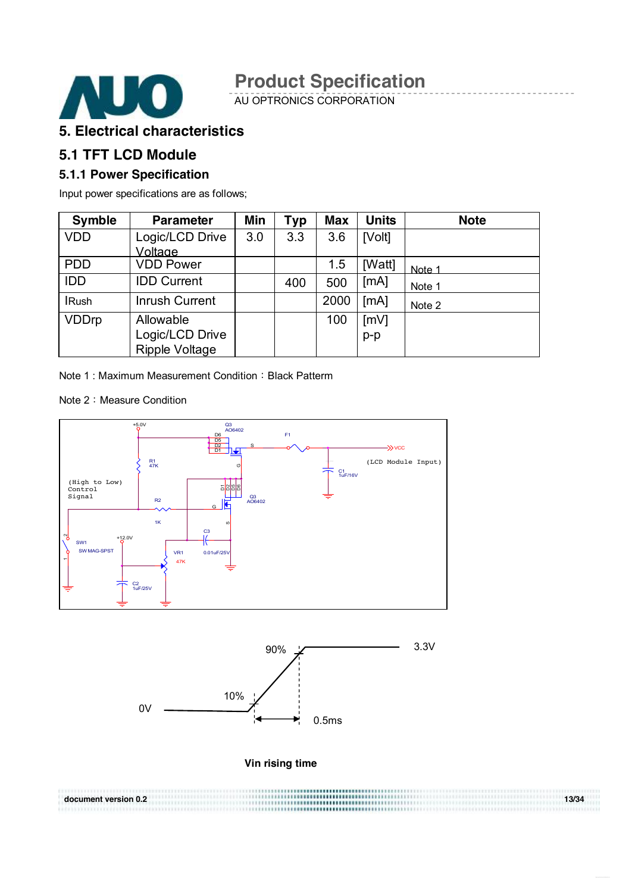# 5. Electrical characteristics

## 5.1 TFT LCD Module

### 5.1.1 Power Specification

Input power specifications are as follows;

| Symble | Parameter | Min | Typ | Max | Units | Note |
|---|---|---|---|---|---|---|
| VDD | Logic/LCD Drive Voltage | 3.0 | 3.3 | 3.6 | [Volt] | |
| PDD | VDD Power | | | 1.5 | [Watt] | Note 1 |
| IDD | IDD Current | | 400 | 500 | [mA] | Note 1 |
| IRush | Inrush Current | | | 2000 | [mA] | Note 2 |
| VDDrp | Allowable Logic/LCD Drive Ripple Voltage | | | 100 | [mV] p-p | |

Note 1 : Maximum Measurement Condition：Black Patterm

Note 2：Measure Condition

+5.0V, Q3 AO6402, D6 D5 D2 D1, S, G, F1, VCC, (LCD Module Input), C1 1uF/16V, R1 47K, (High to Low) Control Signal, R2 1K, G, D1 D2 D5 D6, Q3 AO6402, S, C3, SW1 SW MAG-SPST, +12.0V, VR1 47K, 0.01uF/25V, C2 1uF/25V

90%, 3.3V, 10%, 0V, 0.5ms

**Vin rising time**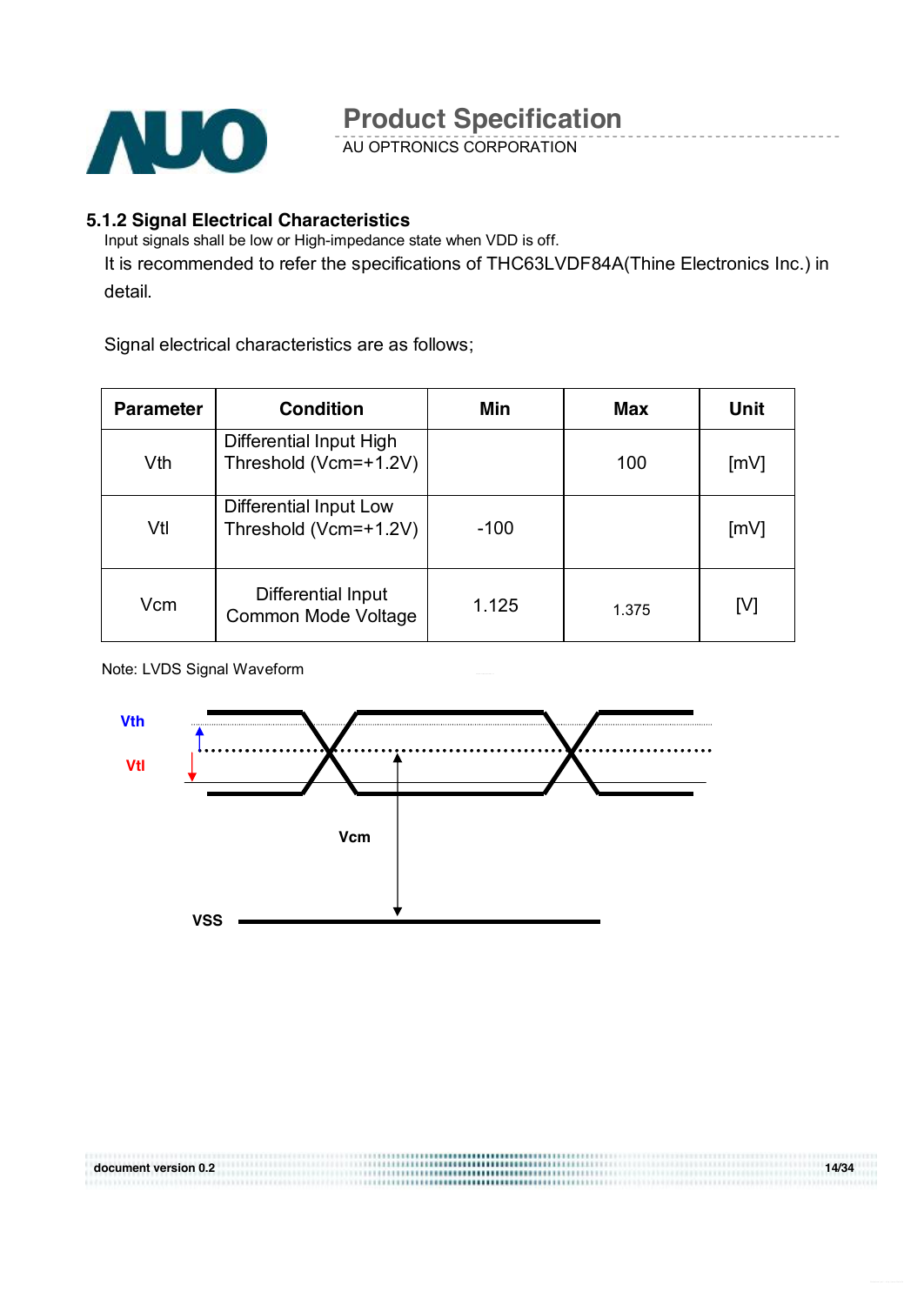### 5.1.2 Signal Electrical Characteristics

Input signals shall be low or High-impedance state when VDD is off.

It is recommended to refer the specifications of THC63LVDF84A(Thine Electronics Inc.) in detail.

Signal electrical characteristics are as follows;

| Parameter | Condition | Min | Max | Unit |
|---|---|---|---|---|
| Vth | Differential Input High Threshold (Vcm=+1.2V) | | 100 | [mV] |
| Vtl | Differential Input Low Threshold (Vcm=+1.2V) | -100 | | [mV] |
| Vcm | Differential Input Common Mode Voltage | 1.125 | 1.375 | [V] |

Note: LVDS Signal Waveform

Vth

Vtl

Vcm

VSS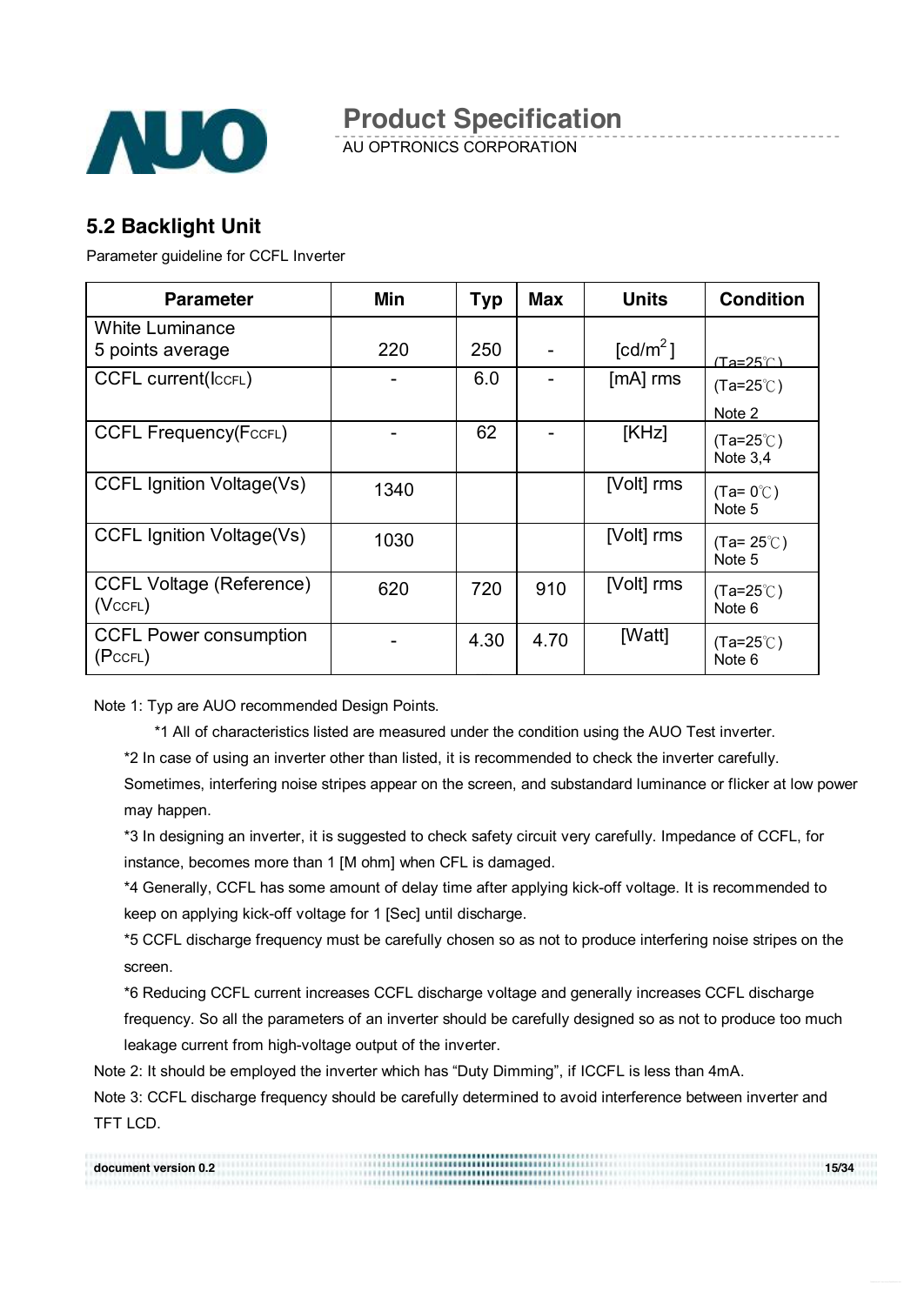## 5.2 Backlight Unit

Parameter guideline for CCFL Inverter

| Parameter | Min | Typ | Max | Units | Condition |
|---|---|---|---|---|---|
| White Luminance 5 points average | 220 | 250 | - | [cd/m$^2$] | (Ta=25℃) |
| CCFL current($I_{CCFL}$) | - | 6.0 | - | [mA] rms | (Ta=25℃) Note 2 |
| CCFL Frequency($F_{CCFL}$) | - | 62 | - | [KHz] | (Ta=25℃) Note 3,4 |
| CCFL Ignition Voltage(Vs) | 1340 | | | [Volt] rms | (Ta= 0℃) Note 5 |
| CCFL Ignition Voltage(Vs) | 1030 | | | [Volt] rms | (Ta= 25℃) Note 5 |
| CCFL Voltage (Reference) ($V_{CCFL}$) | 620 | 720 | 910 | [Volt] rms | (Ta=25℃) Note 6 |
| CCFL Power consumption ($P_{CCFL}$) | - | 4.30 | 4.70 | [Watt] | (Ta=25℃) Note 6 |

Note 1: Typ are AUO recommended Design Points.

*1 All of characteristics listed are measured under the condition using the AUO Test inverter.

*2 In case of using an inverter other than listed, it is recommended to check the inverter carefully. Sometimes, interfering noise stripes appear on the screen, and substandard luminance or flicker at low power may happen.

*3 In designing an inverter, it is suggested to check safety circuit very carefully. Impedance of CCFL, for instance, becomes more than 1 [M ohm] when CFL is damaged.

*4 Generally, CCFL has some amount of delay time after applying kick-off voltage. It is recommended to keep on applying kick-off voltage for 1 [Sec] until discharge.

*5 CCFL discharge frequency must be carefully chosen so as not to produce interfering noise stripes on the screen.

*6 Reducing CCFL current increases CCFL discharge voltage and generally increases CCFL discharge frequency. So all the parameters of an inverter should be carefully designed so as not to produce too much leakage current from high-voltage output of the inverter.

Note 2: It should be employed the inverter which has "Duty Dimming", if ICCFL is less than 4mA.

Note 3: CCFL discharge frequency should be carefully determined to avoid interference between inverter and TFT LCD.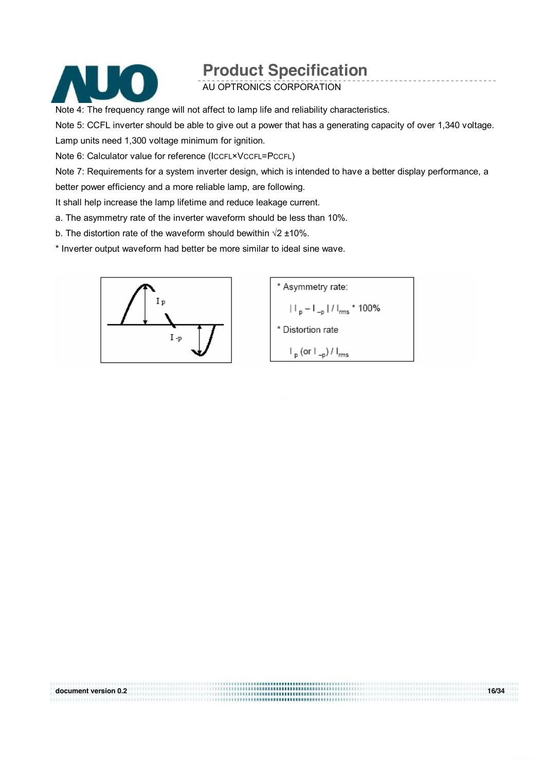Note 4: The frequency range will not affect to lamp life and reliability characteristics.

Note 5: CCFL inverter should be able to give out a power that has a generating capacity of over 1,340 voltage. Lamp units need 1,300 voltage minimum for ignition.

Note 6: Calculator value for reference ($I_{CCFL} \times V_{CCFL} = P_{CCFL}$)

Note 7: Requirements for a system inverter design, which is intended to have a better display performance, a better power efficiency and a more reliable lamp, are following.

It shall help increase the lamp lifetime and reduce leakage current.

a. The asymmetry rate of the inverter waveform should be less than 10%.

b. The distortion rate of the waveform should bewithin $\sqrt{2}$ ±10%.

* Inverter output waveform had better be more similar to ideal sine wave.

* Asymmetry rate:

$| I_p - I_{-p} | / I_{rms} * 100\%$

* Distortion rate

$I_p$ (or $I_{-p}$) / $I_{rms}$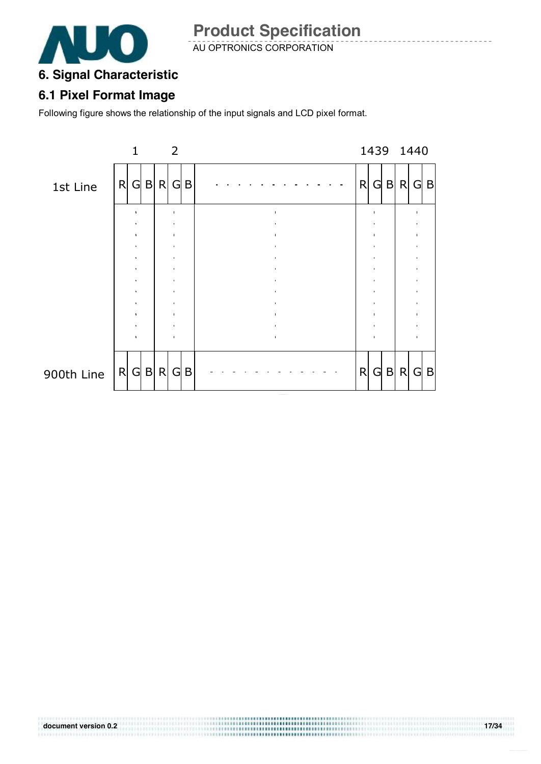## 6. Signal Characteristic

### 6.1 Pixel Format Image

Following figure shows the relationship of the input signals and LCD pixel format.

| | 1 | | | 2 | | | | 1439 | | | 1440 | | |
|---|---|---|---|---|---|---|---|---|---|---|---|---|---|
| 1st Line | R | G | B | R | G | B | - - - - - - - - - - - - - | R | G | B | R | G | B |
| | ⋮ | | | ⋮ | | | ⋮ | ⋮ | | | ⋮ | | |
| 900th Line | R | G | B | R | G | B | - - - - - - - - - - - - - | R | G | B | R | G | B |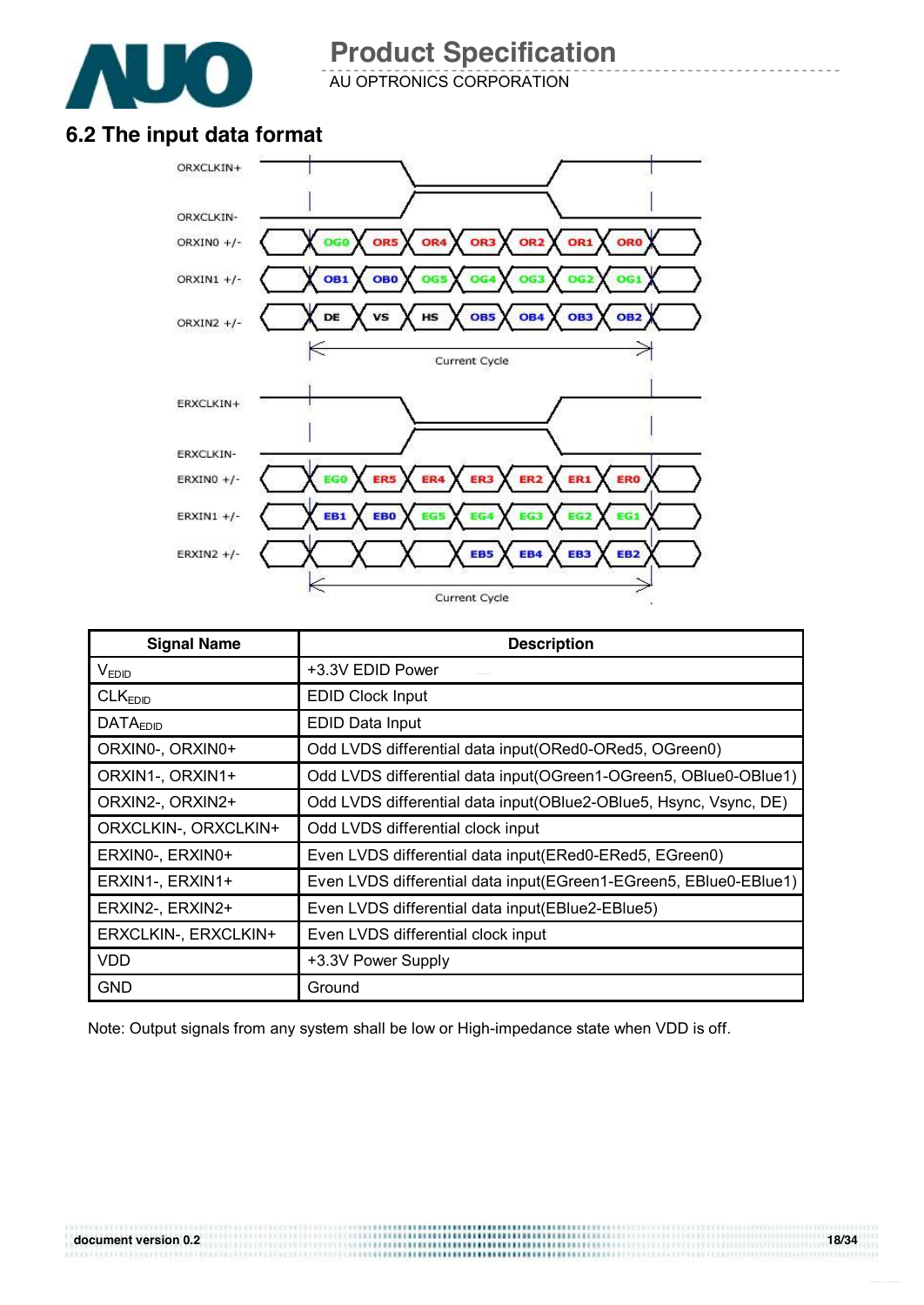## 6.2 The input data format

ORXCLKIN+

ORXCLKIN-

ORXIN0 +/- OG0 OR5 OR4 OR3 OR2 OR1 OR0

ORXIN1 +/- OB1 OB0 OG5 OG4 OG3 OG2 OG1

ORXIN2 +/- DE VS HS OB5 OB4 OB3 OB2

Current Cycle

ERXCLKIN+

ERXCLKIN-

ERXIN0 +/- EG0 ER5 ER4 ER3 ER2 ER1 ER0

ERXIN1 +/- EB1 EB0 EG5 EG4 EG3 EG2 EG1

ERXIN2 +/- EB5 EB4 EB3 EB2

Current Cycle

| Signal Name | Description |
|---|---|
| $V_{EDID}$ | +3.3V EDID Power |
| $CLK_{EDID}$ | EDID Clock Input |
| $DATA_{EDID}$ | EDID Data Input |
| ORXIN0-, ORXIN0+ | Odd LVDS differential data input(ORed0-ORed5, OGreen0) |
| ORXIN1-, ORXIN1+ | Odd LVDS differential data input(OGreen1-OGreen5, OBlue0-OBlue1) |
| ORXIN2-, ORXIN2+ | Odd LVDS differential data input(OBlue2-OBlue5, Hsync, Vsync, DE) |
| ORXCLKIN-, ORXCLKIN+ | Odd LVDS differential clock input |
| ERXIN0-, ERXIN0+ | Even LVDS differential data input(ERed0-ERed5, EGreen0) |
| ERXIN1-, ERXIN1+ | Even LVDS differential data input(EGreen1-EGreen5, EBlue0-EBlue1) |
| ERXIN2-, ERXIN2+ | Even LVDS differential data input(EBlue2-EBlue5) |
| ERXCLKIN-, ERXCLKIN+ | Even LVDS differential clock input |
| VDD | +3.3V Power Supply |
| GND | Ground |

Note: Output signals from any system shall be low or High-impedance state when VDD is off.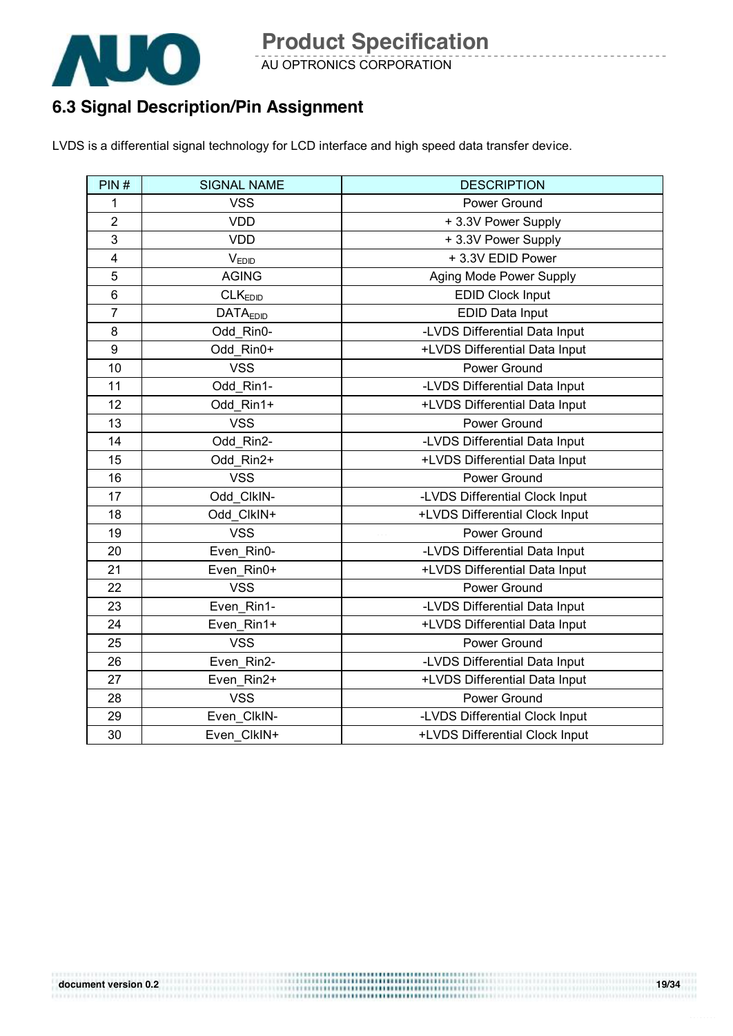## 6.3 Signal Description/Pin Assignment

LVDS is a differential signal technology for LCD interface and high speed data transfer device.

| PIN # | SIGNAL NAME | DESCRIPTION |
|---|---|---|
| 1 | VSS | Power Ground |
| 2 | VDD | + 3.3V Power Supply |
| 3 | VDD | + 3.3V Power Supply |
| 4 | $V_{EDID}$ | + 3.3V EDID Power |
| 5 | AGING | Aging Mode Power Supply |
| 6 | $CLK_{EDID}$ | EDID Clock Input |
| 7 | $DATA_{EDID}$ | EDID Data Input |
| 8 | Odd_Rin0- | -LVDS Differential Data Input |
| 9 | Odd_Rin0+ | +LVDS Differential Data Input |
| 10 | VSS | Power Ground |
| 11 | Odd_Rin1- | -LVDS Differential Data Input |
| 12 | Odd_Rin1+ | +LVDS Differential Data Input |
| 13 | VSS | Power Ground |
| 14 | Odd_Rin2- | -LVDS Differential Data Input |
| 15 | Odd_Rin2+ | +LVDS Differential Data Input |
| 16 | VSS | Power Ground |
| 17 | Odd_ClkIN- | -LVDS Differential Clock Input |
| 18 | Odd_ClkIN+ | +LVDS Differential Clock Input |
| 19 | VSS | Power Ground |
| 20 | Even_Rin0- | -LVDS Differential Data Input |
| 21 | Even_Rin0+ | +LVDS Differential Data Input |
| 22 | VSS | Power Ground |
| 23 | Even_Rin1- | -LVDS Differential Data Input |
| 24 | Even_Rin1+ | +LVDS Differential Data Input |
| 25 | VSS | Power Ground |
| 26 | Even_Rin2- | -LVDS Differential Data Input |
| 27 | Even_Rin2+ | +LVDS Differential Data Input |
| 28 | VSS | Power Ground |
| 29 | Even_ClkIN- | -LVDS Differential Clock Input |
| 30 | Even_ClkIN+ | +LVDS Differential Clock Input |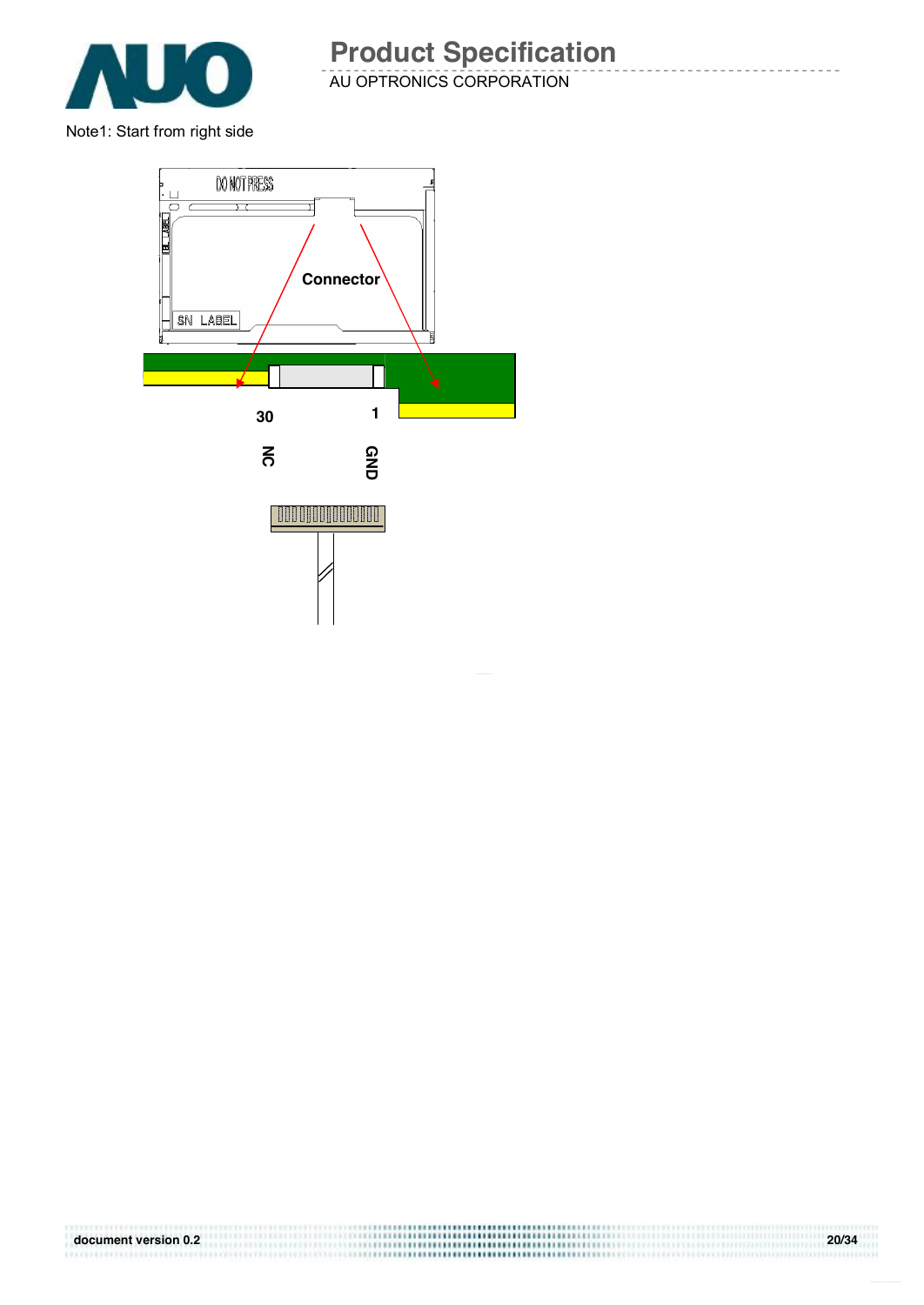Note1: Start from right side

DO NOT PRESS

SN LABEL

Connector

30

1

NC

GND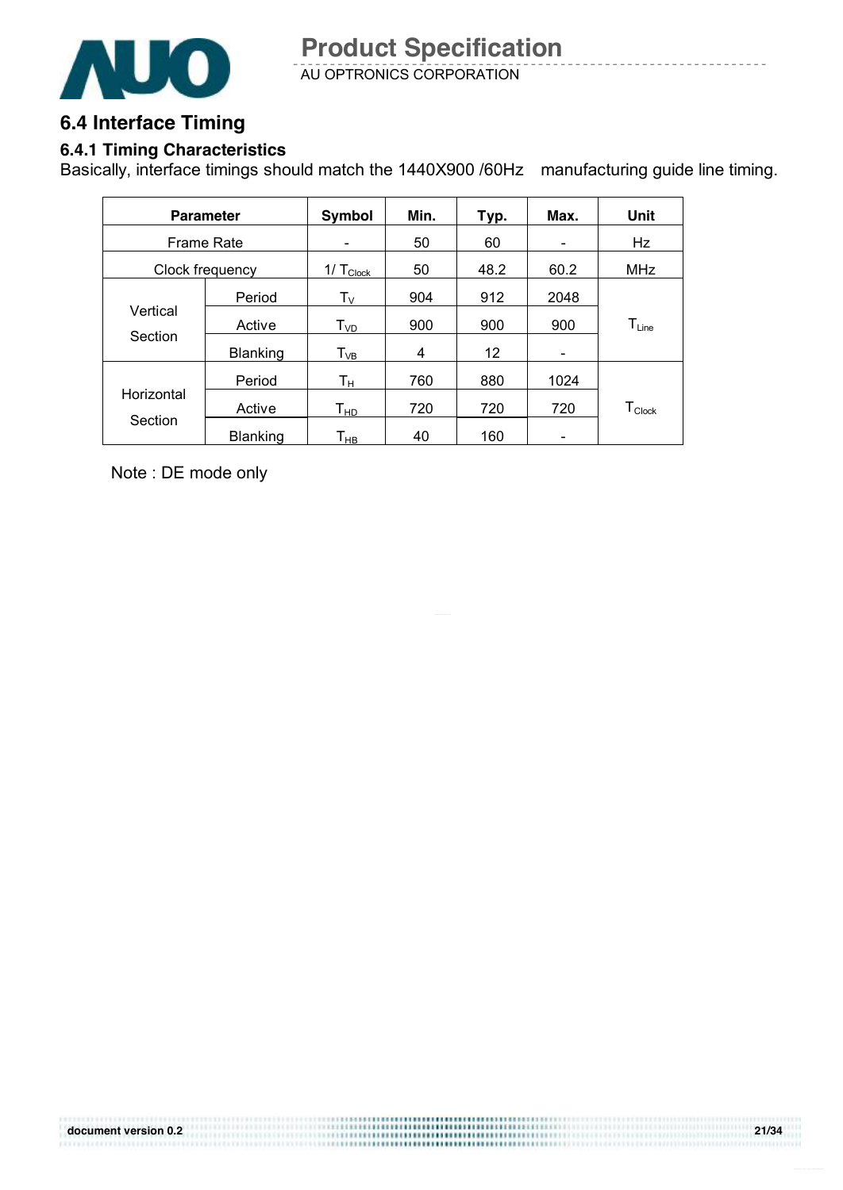## 6.4 Interface Timing

### 6.4.1 Timing Characteristics

Basically, interface timings should match the 1440X900 /60Hz manufacturing guide line timing.

| Parameter | | Symbol | Min. | Typ. | Max. | Unit |
|---|---|---|---|---|---|---|
| Frame Rate | | - | 50 | 60 | - | Hz |
| Clock frequency | | $1/T_{Clock}$ | 50 | 48.2 | 60.2 | MHz |
| Vertical Section | Period | $T_V$ | 904 | 912 | 2048 | $T_{Line}$ |
| | Active | $T_{VD}$ | 900 | 900 | 900 | |
| | Blanking | $T_{VB}$ | 4 | 12 | - | |
| Horizontal Section | Period | $T_H$ | 760 | 880 | 1024 | $T_{Clock}$ |
| | Active | $T_{HD}$ | 720 | 720 | 720 | |
| | Blanking | $T_{HB}$ | 40 | 160 | - | |

Note : DE mode only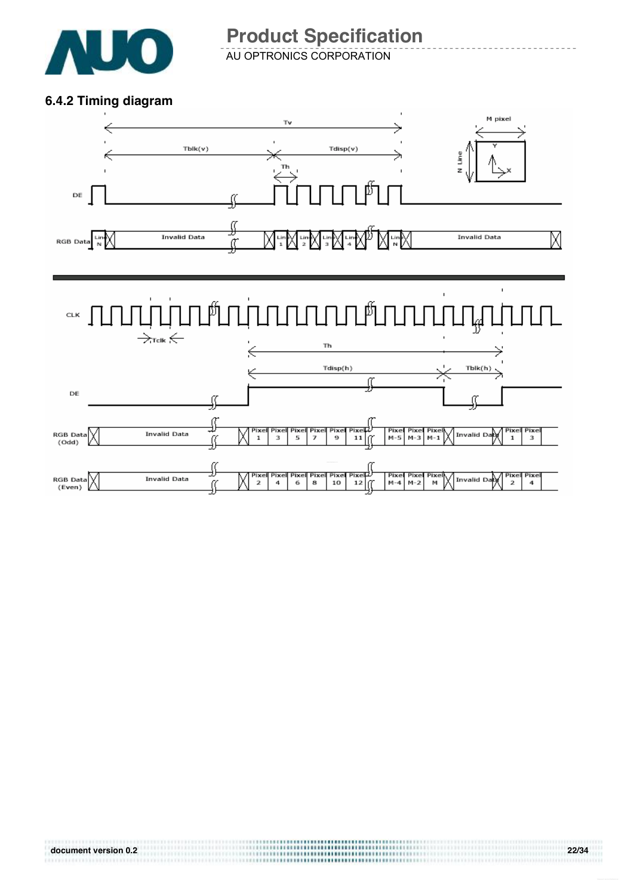### 6.4.2 Timing diagram

Tv

Tblk(v) Tdisp(v)

Th

M pixel

N Line

Y

X

DE

RGB Data Line N | Invalid Data | Line 1 | Line 2 | Line 3 | Line 4 | Line N | Invalid Data

CLK

Tclk

Th

Tdisp(h) Tblk(h)

DE

RGB Data (Odd) | Invalid Data | Pixel 1 | Pixel 3 | Pixel 5 | Pixel 7 | Pixel 9 | Pixel 11 | Pixel M-5 | Pixel M-3 | Pixel M-1 | Invalid Data | Pixel 1 | Pixel 3

RGB Data (Even) | Invalid Data | Pixel 2 | Pixel 4 | Pixel 6 | Pixel 8 | Pixel 10 | Pixel 12 | Pixel M-4 | Pixel M-2 | Pixel M | Invalid Data | Pixel 2 | Pixel 4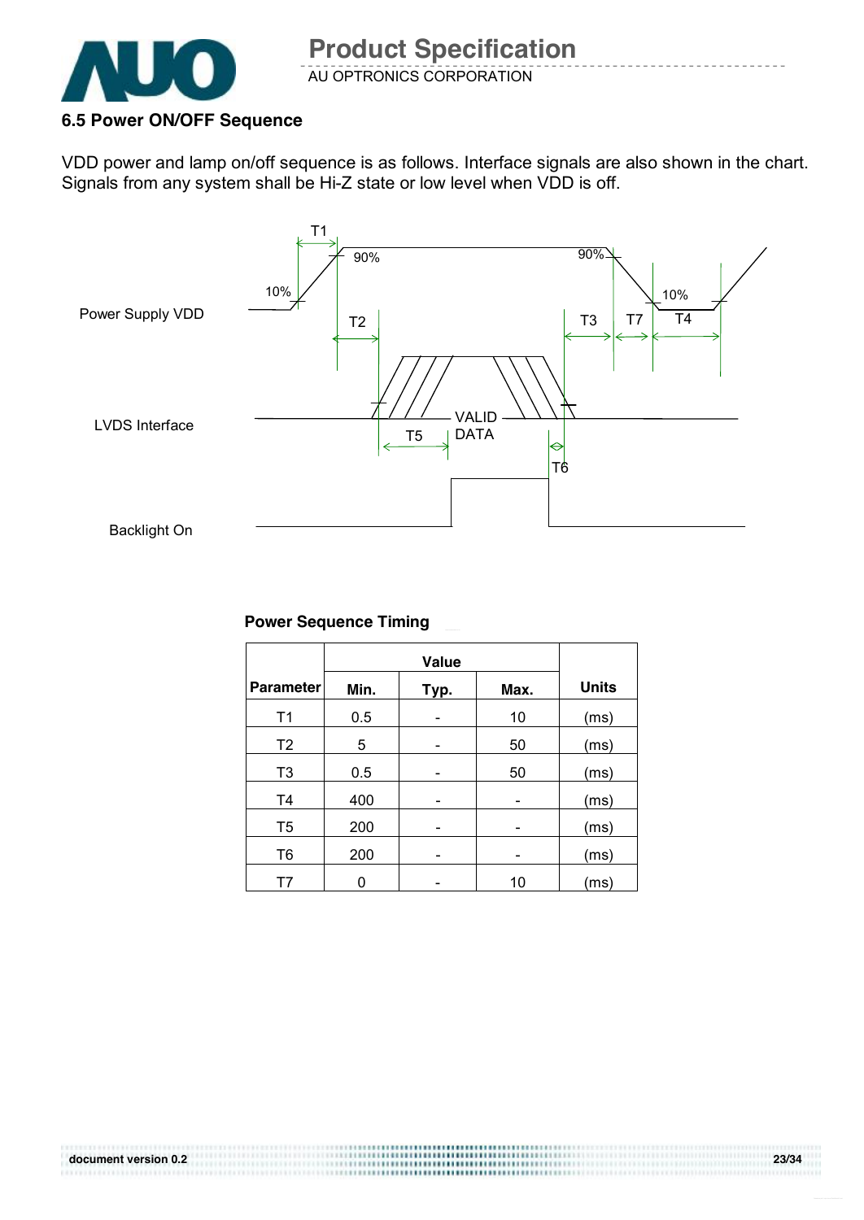### 6.5 Power ON/OFF Sequence

VDD power and lamp on/off sequence is as follows. Interface signals are also shown in the chart. Signals from any system shall be Hi-Z state or low level when VDD is off.

**Power Sequence Timing**

| Parameter | Value | | | Units |
|---|---|---|---|---|
| | Min. | Typ. | Max. | |
| T1 | 0.5 | - | 10 | (ms) |
| T2 | 5 | - | 50 | (ms) |
| T3 | 0.5 | - | 50 | (ms) |
| T4 | 400 | - | - | (ms) |
| T5 | 200 | - | - | (ms) |
| T6 | 200 | - | - | (ms) |
| T7 | 0 | - | 10 | (ms) |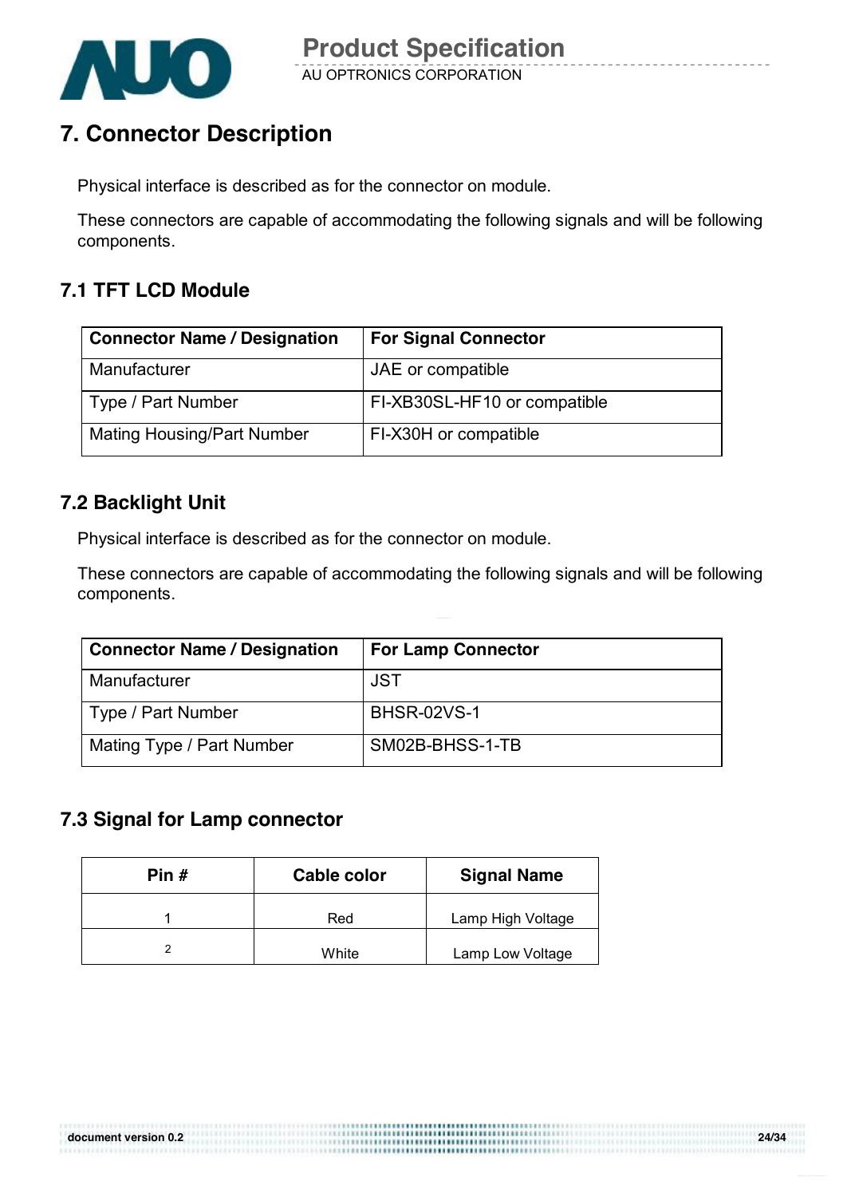# 7. Connector Description

Physical interface is described as for the connector on module.

These connectors are capable of accommodating the following signals and will be following components.

## 7.1 TFT LCD Module

| Connector Name / Designation | For Signal Connector |
|---|---|
| Manufacturer | JAE or compatible |
| Type / Part Number | FI-XB30SL-HF10 or compatible |
| Mating Housing/Part Number | FI-X30H or compatible |

## 7.2 Backlight Unit

Physical interface is described as for the connector on module.

These connectors are capable of accommodating the following signals and will be following components.

| Connector Name / Designation | For Lamp Connector |
|---|---|
| Manufacturer | JST |
| Type / Part Number | BHSR-02VS-1 |
| Mating Type / Part Number | SM02B-BHSS-1-TB |

## 7.3 Signal for Lamp connector

| Pin # | Cable color | Signal Name |
|---|---|---|
| 1 | Red | Lamp High Voltage |
| 2 | White | Lamp Low Voltage |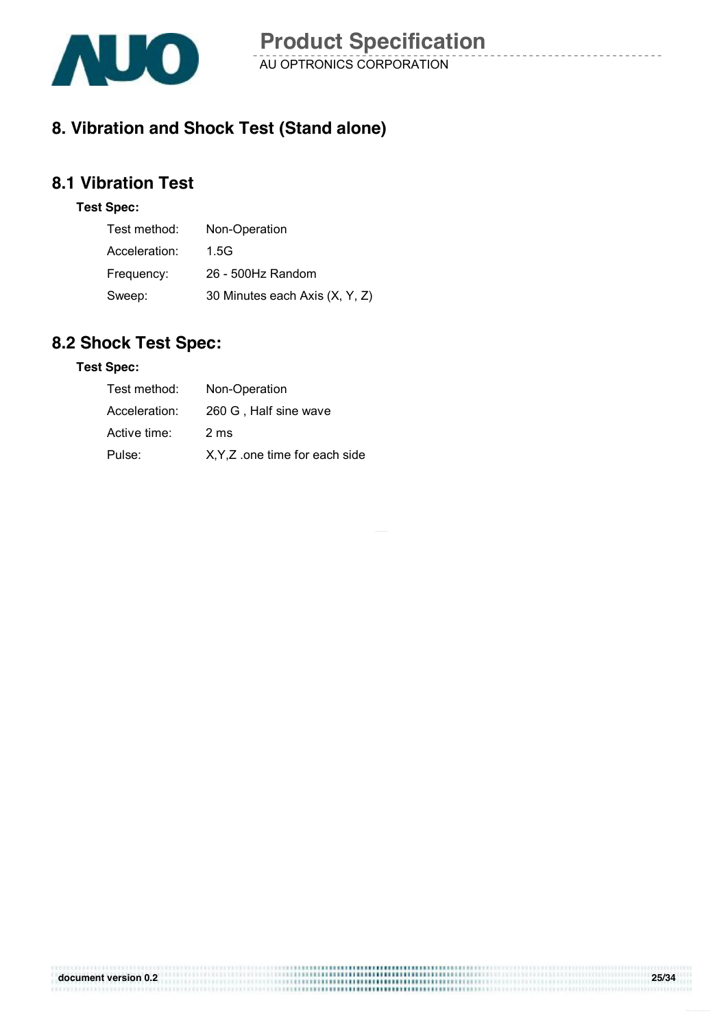# 8. Vibration and Shock Test (Stand alone)

## 8.1 Vibration Test

**Test Spec:**

| | |
|---|---|
| Test method: | Non-Operation |
| Acceleration: | 1.5G |
| Frequency: | 26 - 500Hz Random |
| Sweep: | 30 Minutes each Axis (X, Y, Z) |

## 8.2 Shock Test Spec:

**Test Spec:**

| | |
|---|---|
| Test method: | Non-Operation |
| Acceleration: | 260 G , Half sine wave |
| Active time: | 2 ms |
| Pulse: | X,Y,Z .one time for each side |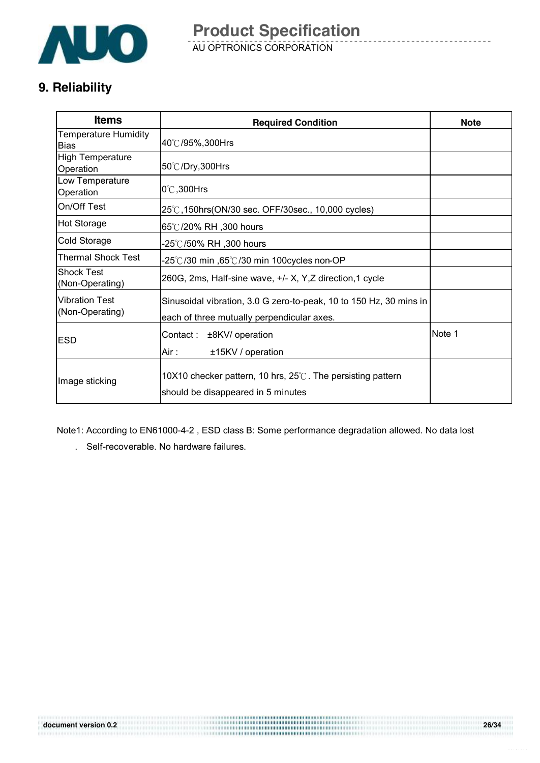## 9. Reliability

| Items | Required Condition | Note |
|---|---|---|
| Temperature Humidity Bias | 40℃/95%,300Hrs | |
| High Temperature Operation | 50℃/Dry,300Hrs | |
| Low Temperature Operation | 0℃,300Hrs | |
| On/Off Test | 25℃,150hrs(ON/30 sec. OFF/30sec., 10,000 cycles) | |
| Hot Storage | 65℃/20% RH ,300 hours | |
| Cold Storage | -25℃/50% RH ,300 hours | |
| Thermal Shock Test | -25℃/30 min ,65℃/30 min 100cycles non-OP | |
| Shock Test (Non-Operating) | 260G, 2ms, Half-sine wave, +/- X, Y,Z direction,1 cycle | |
| Vibration Test (Non-Operating) | Sinusoidal vibration, 3.0 G zero-to-peak, 10 to 150 Hz, 30 mins in each of three mutually perpendicular axes. | |
| ESD | Contact : ±8KV/ operation<br>Air : ±15KV / operation | Note 1 |
| Image sticking | 10X10 checker pattern, 10 hrs, 25℃. The persisting pattern should be disappeared in 5 minutes | |

Note1: According to EN61000-4-2 , ESD class B: Some performance degradation allowed. No data lost

. Self-recoverable. No hardware failures.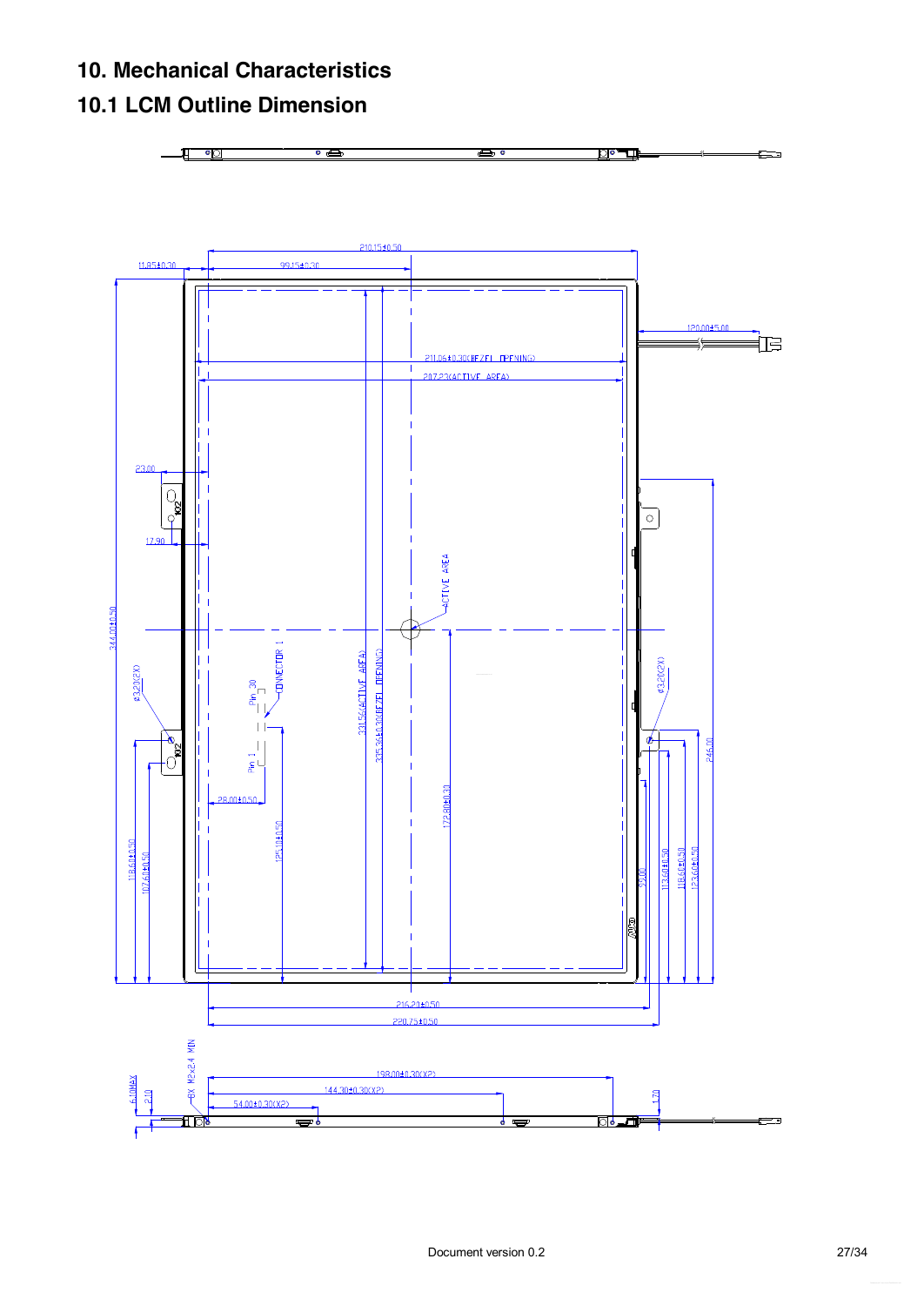# 10. Mechanical Characteristics

## 10.1 LCM Outline Dimension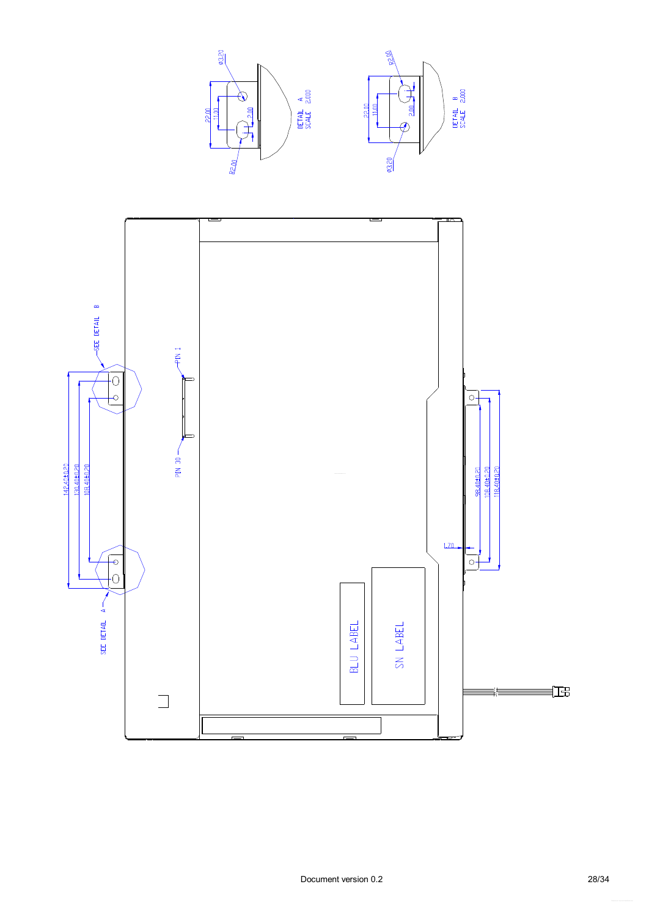DETAIL A
SCALE 2.000

Ø3.20
22.00
11.00
2.00
R2.00

DETAIL B
SCALE 2.000

R2.00
22.00
11.00
2.00
Ø3.20

SEE DETAIL B
SEE DETAIL A

148.40±0.20
130.40±0.20
108.40±0.20

PIN 1
PIN 30

BLU LABEL
SN LABEL

1.70
98.40±0.20
108.40±0.20
118.40±0.20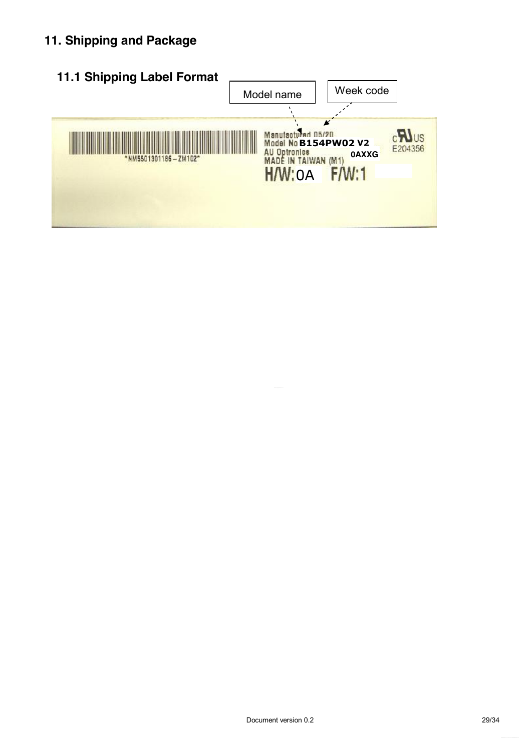# 11. Shipping and Package

## 11.1 Shipping Label Format

Model name

Week code

*NM5501301186 – ZM102*

Manufactured 05/20
Model No B154PW02 V2
AU Optronics 0AXXG
MADE IN TAIWAN (M1)
H/W: 0A F/W: 1

c US
E204356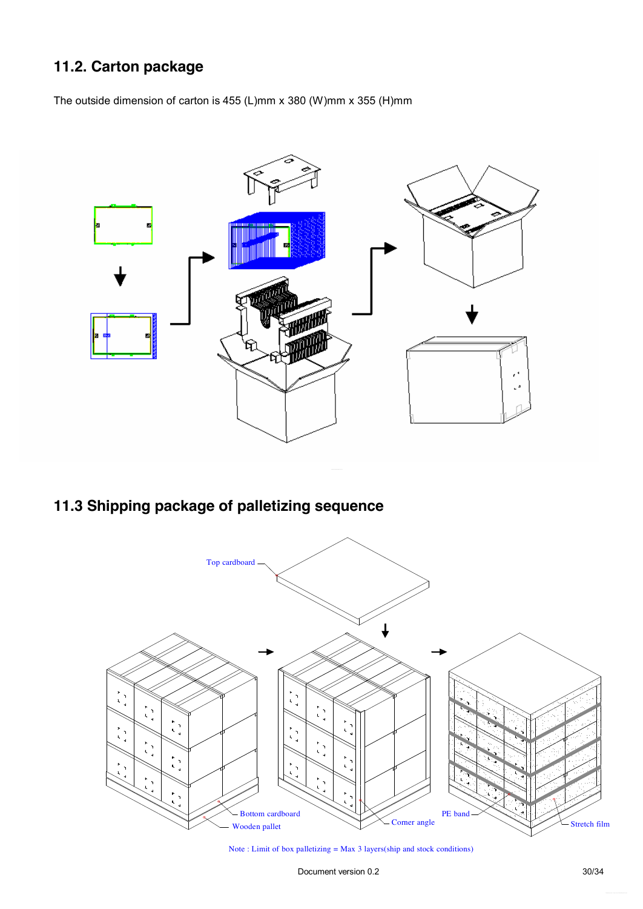## 11.2. Carton package

The outside dimension of carton is 455 (L)mm x 380 (W)mm x 355 (H)mm

## 11.3 Shipping package of palletizing sequence

Top cardboard

Bottom cardboard

Wooden pallet

Corner angle

PE band

Stretch film

Note : Limit of box palletizing = Max 3 layers(ship and stock conditions)

Document version 0.2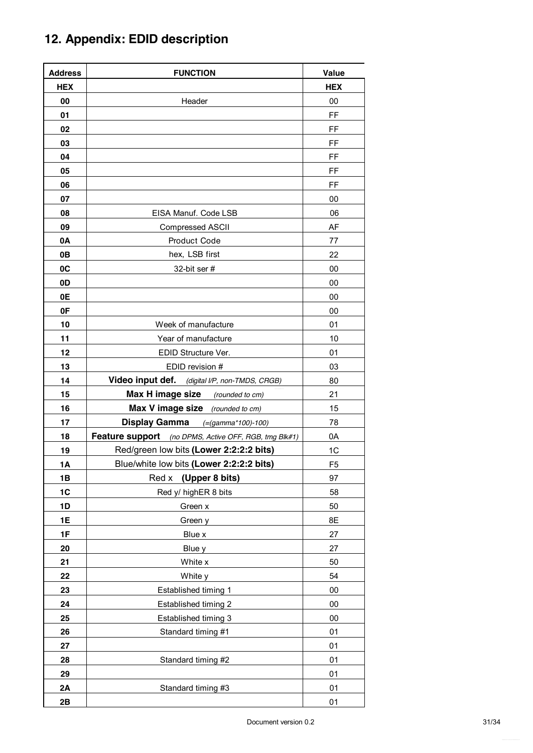## 12. Appendix: EDID description

| Address | FUNCTION | Value |
|---|---|---|
| **HEX** | | **HEX** |
| **00** | Header | 00 |
| **01** | | FF |
| **02** | | FF |
| **03** | | FF |
| **04** | | FF |
| **05** | | FF |
| **06** | | FF |
| **07** | | 00 |
| **08** | EISA Manuf. Code LSB | 06 |
| **09** | Compressed ASCII | AF |
| **0A** | Product Code | 77 |
| **0B** | hex, LSB first | 22 |
| **0C** | 32-bit ser # | 00 |
| **0D** | | 00 |
| **0E** | | 00 |
| **0F** | | 00 |
| **10** | Week of manufacture | 01 |
| **11** | Year of manufacture | 10 |
| **12** | EDID Structure Ver. | 01 |
| **13** | EDID revision # | 03 |
| **14** | **Video input def.** *(digital I/P, non-TMDS, CRGB)* | 80 |
| **15** | **Max H image size** *(rounded to cm)* | 21 |
| **16** | **Max V image size** *(rounded to cm)* | 15 |
| **17** | **Display Gamma** *(=(gamma*100)-100)* | 78 |
| **18** | **Feature support** *(no DPMS, Active OFF, RGB, tmg Blk#1)* | 0A |
| **19** | Red/green low bits **(Lower 2:2:2:2 bits)** | 1C |
| **1A** | Blue/white low bits **(Lower 2:2:2:2 bits)** | F5 |
| **1B** | Red x **(Upper 8 bits)** | 97 |
| **1C** | Red y/ highER 8 bits | 58 |
| **1D** | Green x | 50 |
| **1E** | Green y | 8E |
| **1F** | Blue x | 27 |
| **20** | Blue y | 27 |
| **21** | White x | 50 |
| **22** | White y | 54 |
| **23** | Established timing 1 | 00 |
| **24** | Established timing 2 | 00 |
| **25** | Established timing 3 | 00 |
| **26** | Standard timing #1 | 01 |
| **27** | | 01 |
| **28** | Standard timing #2 | 01 |
| **29** | | 01 |
| **2A** | Standard timing #3 | 01 |
| **2B** | | 01 |

Document version 0.2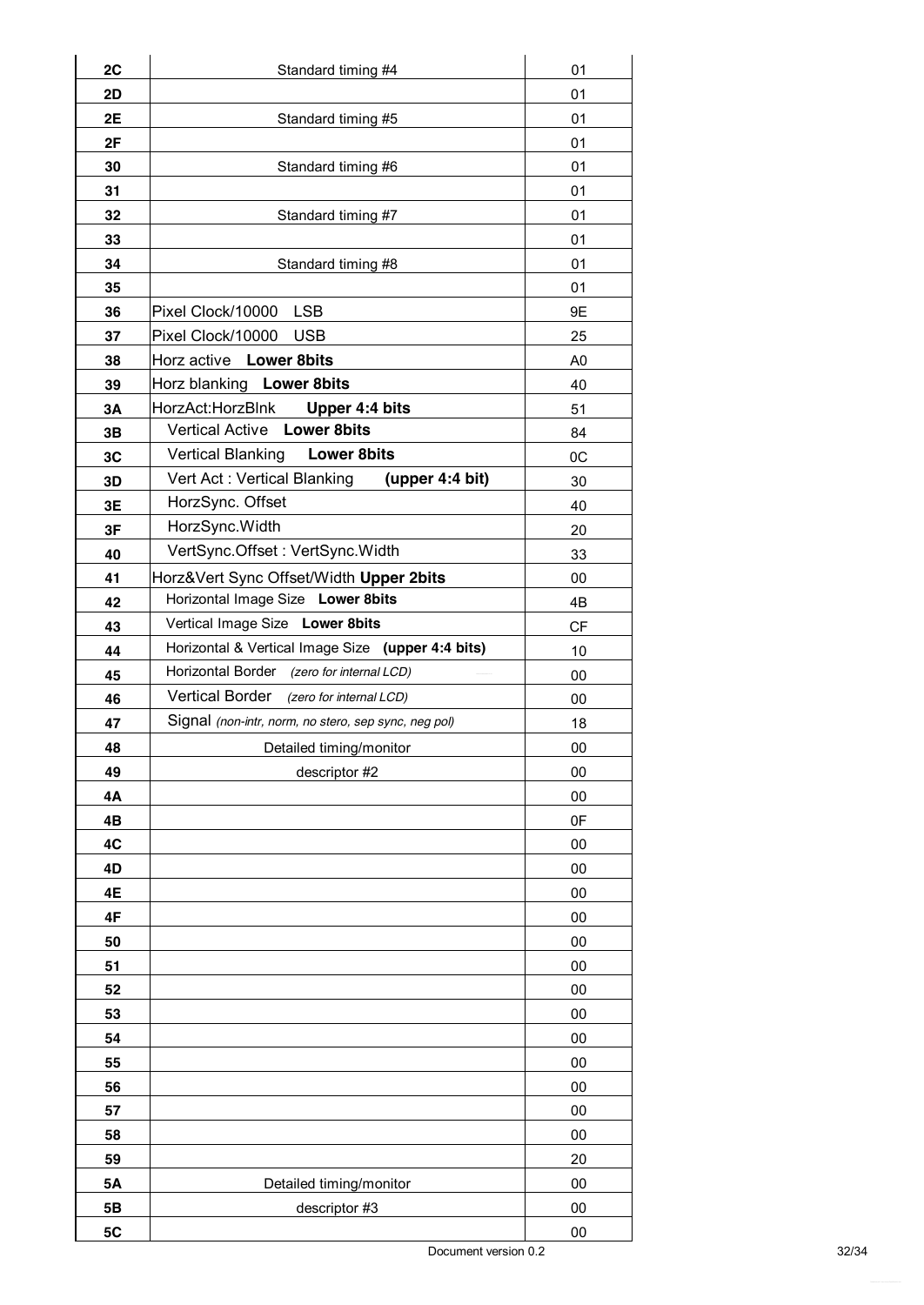| | | |
|---|---|---|
| **2C** | Standard timing #4 | 01 |
| **2D** | | 01 |
| **2E** | Standard timing #5 | 01 |
| **2F** | | 01 |
| **30** | Standard timing #6 | 01 |
| **31** | | 01 |
| **32** | Standard timing #7 | 01 |
| **33** | | 01 |
| **34** | Standard timing #8 | 01 |
| **35** | | 01 |
| **36** | Pixel Clock/10000 LSB | 9E |
| **37** | Pixel Clock/10000 USB | 25 |
| **38** | Horz active **Lower 8bits** | A0 |
| **39** | Horz blanking **Lower 8bits** | 40 |
| **3A** | HorzAct:HorzBlnk **Upper 4:4 bits** | 51 |
| **3B** | Vertical Active **Lower 8bits** | 84 |
| **3C** | Vertical Blanking **Lower 8bits** | 0C |
| **3D** | Vert Act : Vertical Blanking **(upper 4:4 bit)** | 30 |
| **3E** | HorzSync. Offset | 40 |
| **3F** | HorzSync.Width | 20 |
| **40** | VertSync.Offset : VertSync.Width | 33 |
| **41** | Horz&Vert Sync Offset/Width **Upper 2bits** | 00 |
| **42** | Horizontal Image Size **Lower 8bits** | 4B |
| **43** | Vertical Image Size **Lower 8bits** | CF |
| **44** | Horizontal & Vertical Image Size **(upper 4:4 bits)** | 10 |
| **45** | Horizontal Border *(zero for internal LCD)* | 00 |
| **46** | Vertical Border *(zero for internal LCD)* | 00 |
| **47** | Signal *(non-intr, norm, no stero, sep sync, neg pol)* | 18 |
| **48** | Detailed timing/monitor | 00 |
| **49** | descriptor #2 | 00 |
| **4A** | | 00 |
| **4B** | | 0F |
| **4C** | | 00 |
| **4D** | | 00 |
| **4E** | | 00 |
| **4F** | | 00 |
| **50** | | 00 |
| **51** | | 00 |
| **52** | | 00 |
| **53** | | 00 |
| **54** | | 00 |
| **55** | | 00 |
| **56** | | 00 |
| **57** | | 00 |
| **58** | | 00 |
| **59** | | 20 |
| **5A** | Detailed timing/monitor | 00 |
| **5B** | descriptor #3 | 00 |
| **5C** | | 00 |

Document version 0.2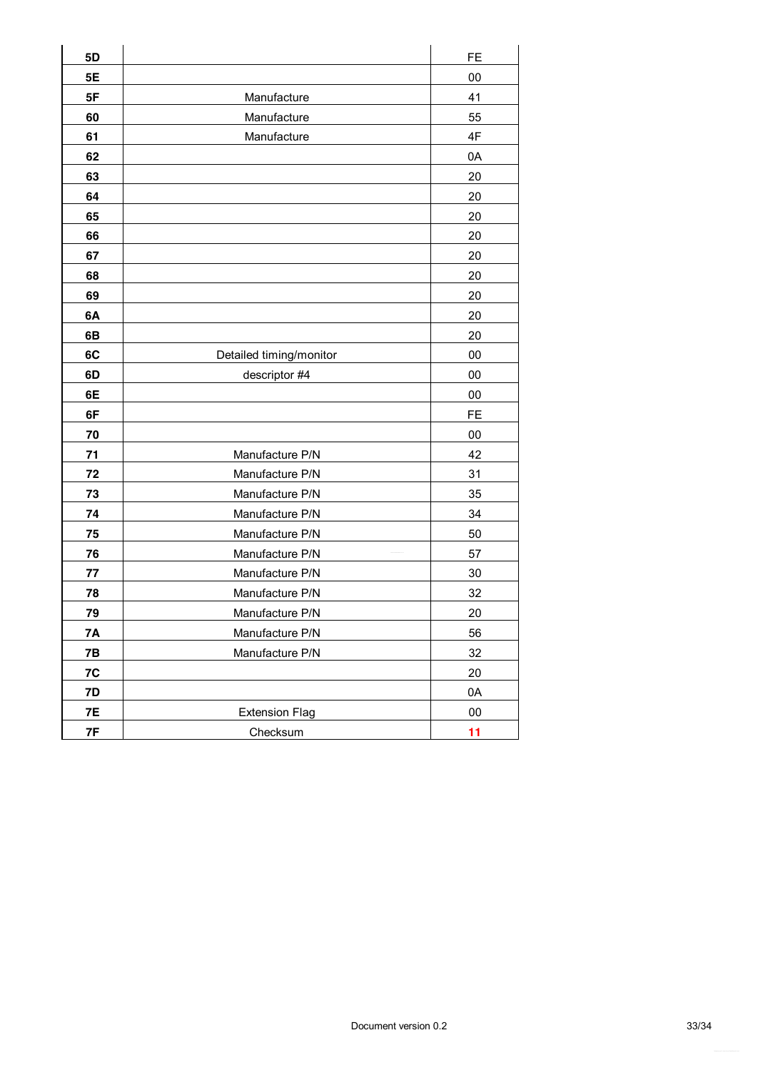| | | |
|---|---|---|
| **5D** | | FE |
| **5E** | | 00 |
| **5F** | Manufacture | 41 |
| **60** | Manufacture | 55 |
| **61** | Manufacture | 4F |
| **62** | | 0A |
| **63** | | 20 |
| **64** | | 20 |
| **65** | | 20 |
| **66** | | 20 |
| **67** | | 20 |
| **68** | | 20 |
| **69** | | 20 |
| **6A** | | 20 |
| **6B** | | 20 |
| **6C** | Detailed timing/monitor | 00 |
| **6D** | descriptor #4 | 00 |
| **6E** | | 00 |
| **6F** | | FE |
| **70** | | 00 |
| **71** | Manufacture P/N | 42 |
| **72** | Manufacture P/N | 31 |
| **73** | Manufacture P/N | 35 |
| **74** | Manufacture P/N | 34 |
| **75** | Manufacture P/N | 50 |
| **76** | Manufacture P/N | 57 |
| **77** | Manufacture P/N | 30 |
| **78** | Manufacture P/N | 32 |
| **79** | Manufacture P/N | 20 |
| **7A** | Manufacture P/N | 56 |
| **7B** | Manufacture P/N | 32 |
| **7C** | | 20 |
| **7D** | | 0A |
| **7E** | Extension Flag | 00 |
| **7F** | Checksum | **11** |

Document version 0.2